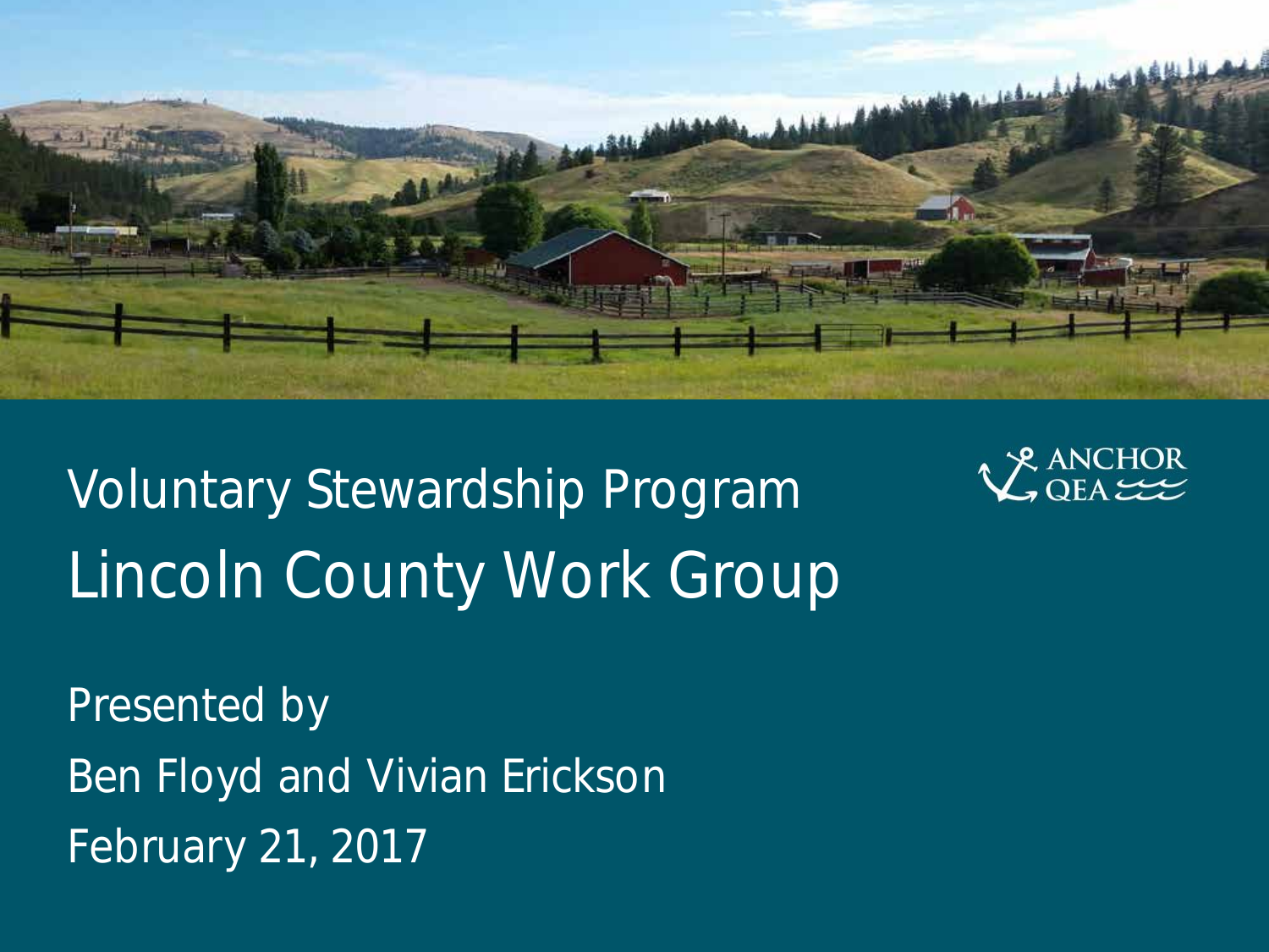# Voluntary Stewardship Program

# Lincoln County Work Group

ANCHOR QEA

Presented by

Ben Floyd and Vivian Erickson

February 21, 2017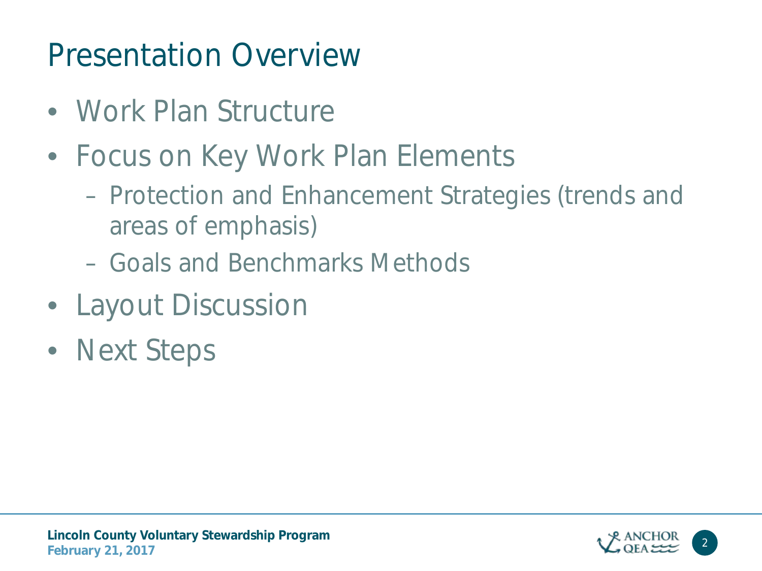# Presentation Overview

- Work Plan Structure
- Focus on Key Work Plan Elements
  - Protection and Enhancement Strategies (trends and areas of emphasis)
  - Goals and Benchmarks Methods
- Layout Discussion
- Next Steps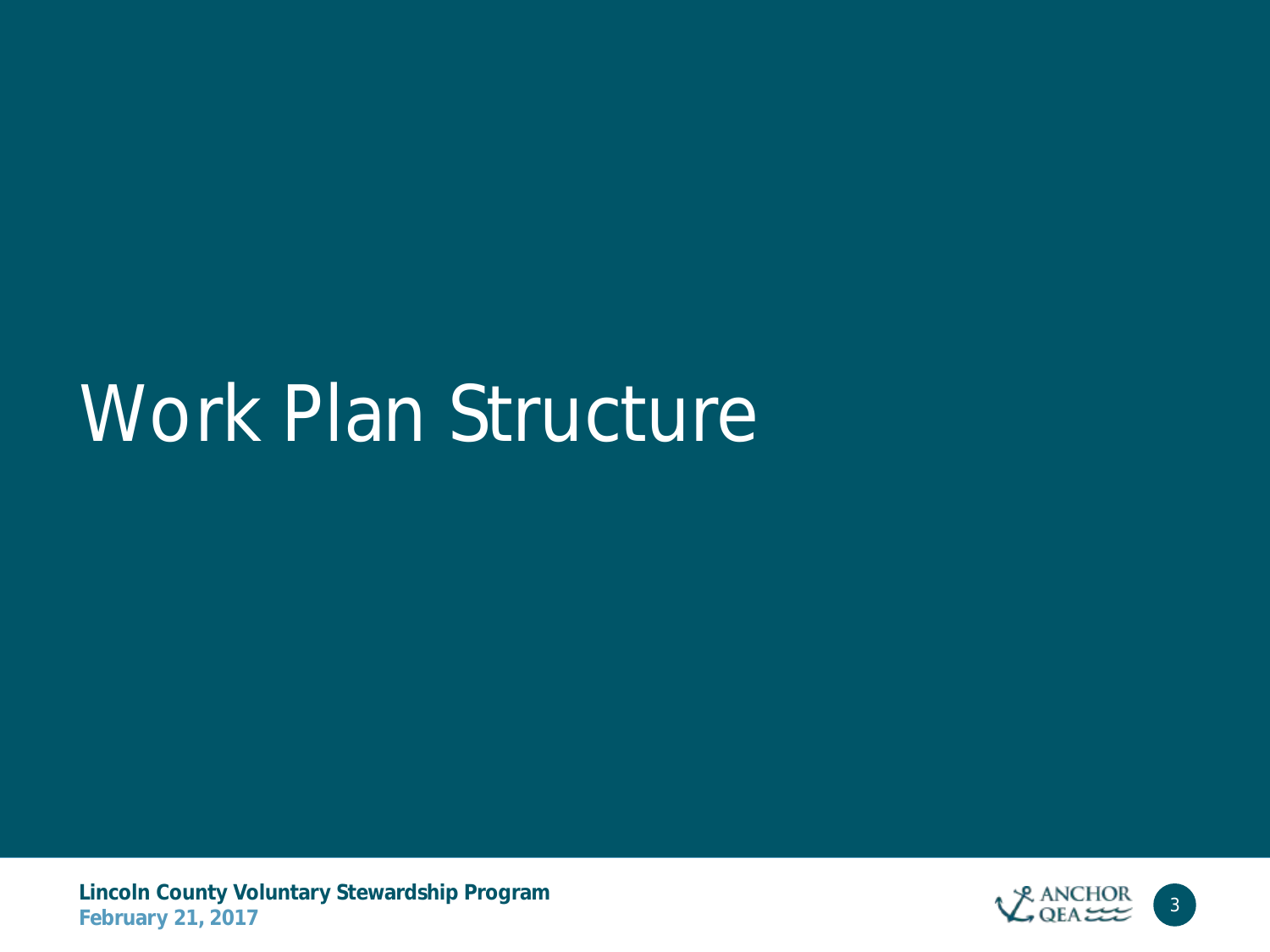# Work Plan Structure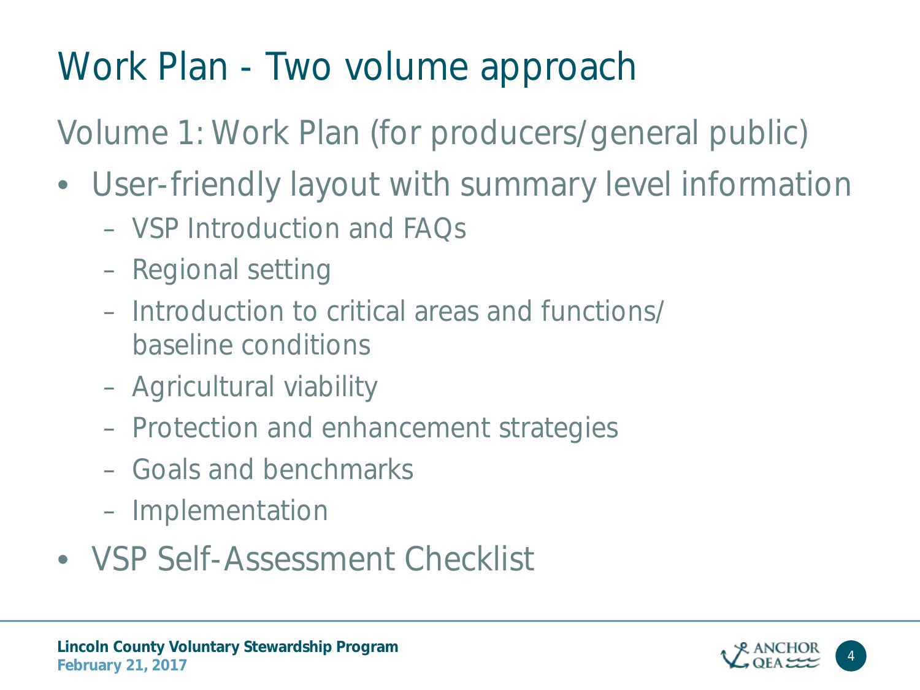# Work Plan - Two volume approach

## Volume 1: Work Plan (for producers/general public)

- User-friendly layout with summary level information
  - VSP Introduction and FAQs
  - Regional setting
  - Introduction to critical areas and functions/ baseline conditions
  - Agricultural viability
  - Protection and enhancement strategies
  - Goals and benchmarks
  - Implementation
- VSP Self-Assessment Checklist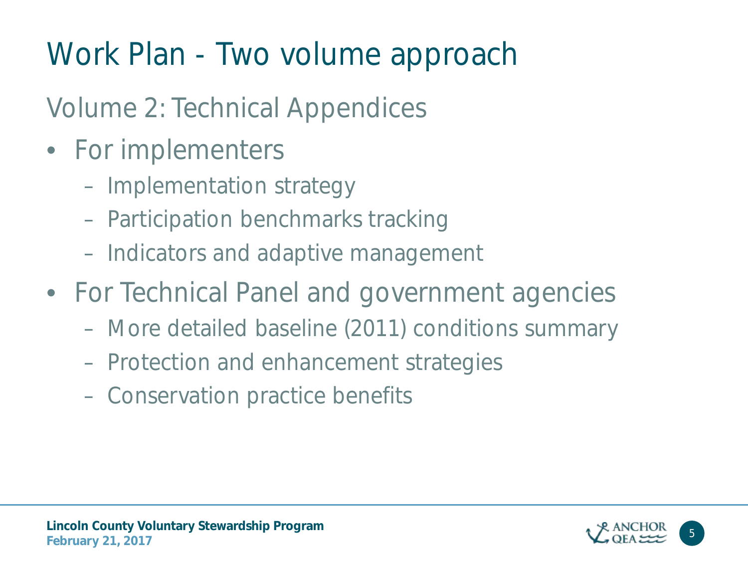# Work Plan - Two volume approach

## Volume 2: Technical Appendices

- For implementers
  - Implementation strategy
  - Participation benchmarks tracking
  - Indicators and adaptive management
- For Technical Panel and government agencies
  - More detailed baseline (2011) conditions summary
  - Protection and enhancement strategies
  - Conservation practice benefits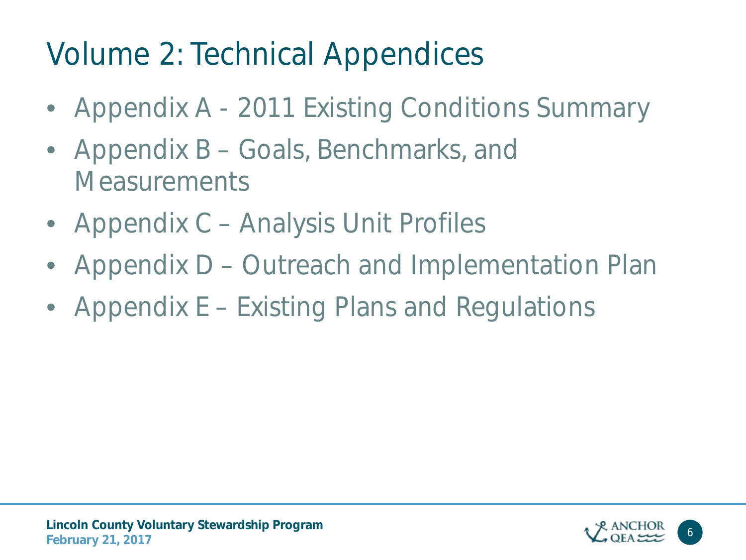# Volume 2: Technical Appendices

- Appendix A - 2011 Existing Conditions Summary
- Appendix B – Goals, Benchmarks, and Measurements
- Appendix C – Analysis Unit Profiles
- Appendix D – Outreach and Implementation Plan
- Appendix E – Existing Plans and Regulations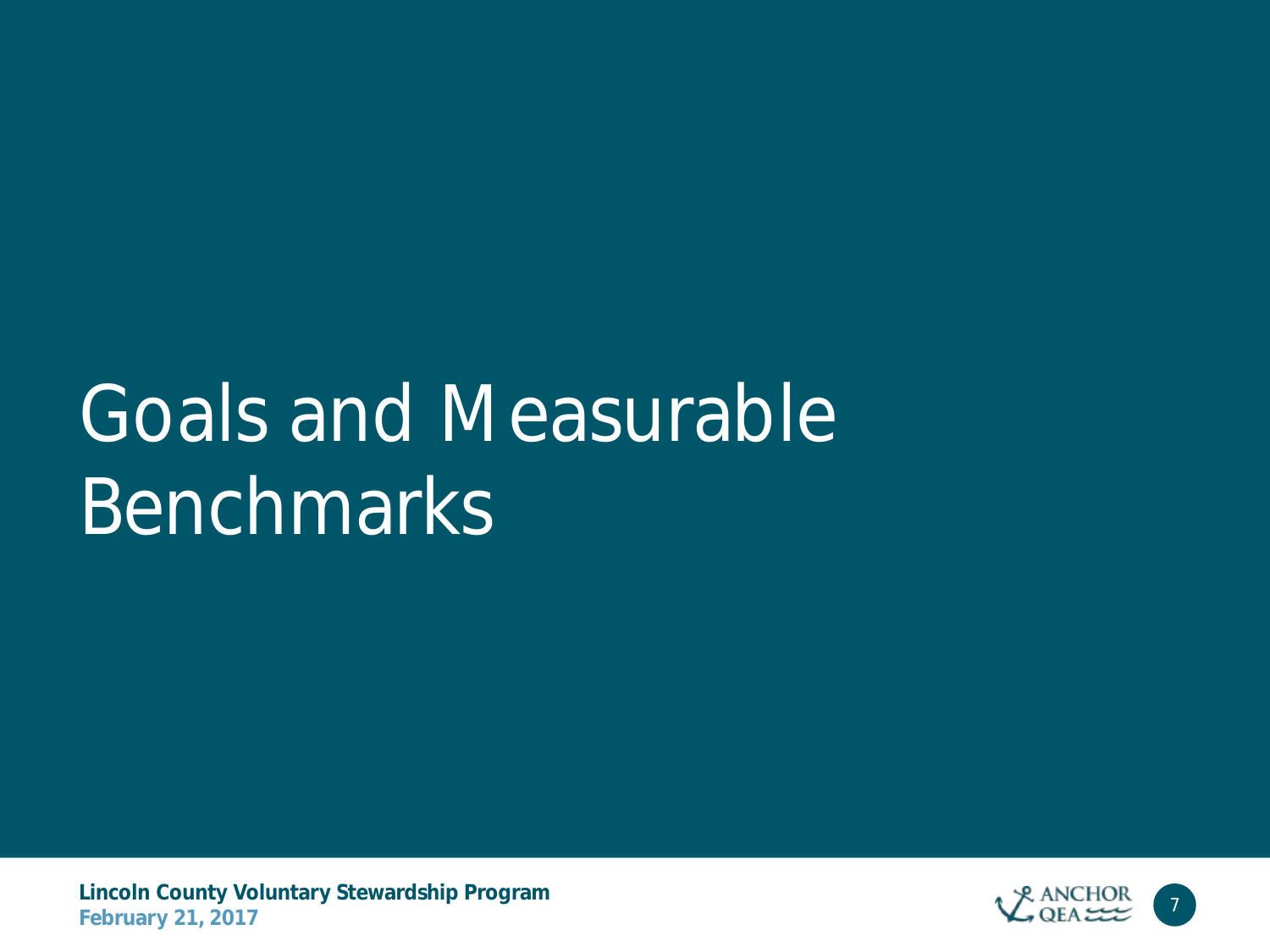# Goals and Measurable Benchmarks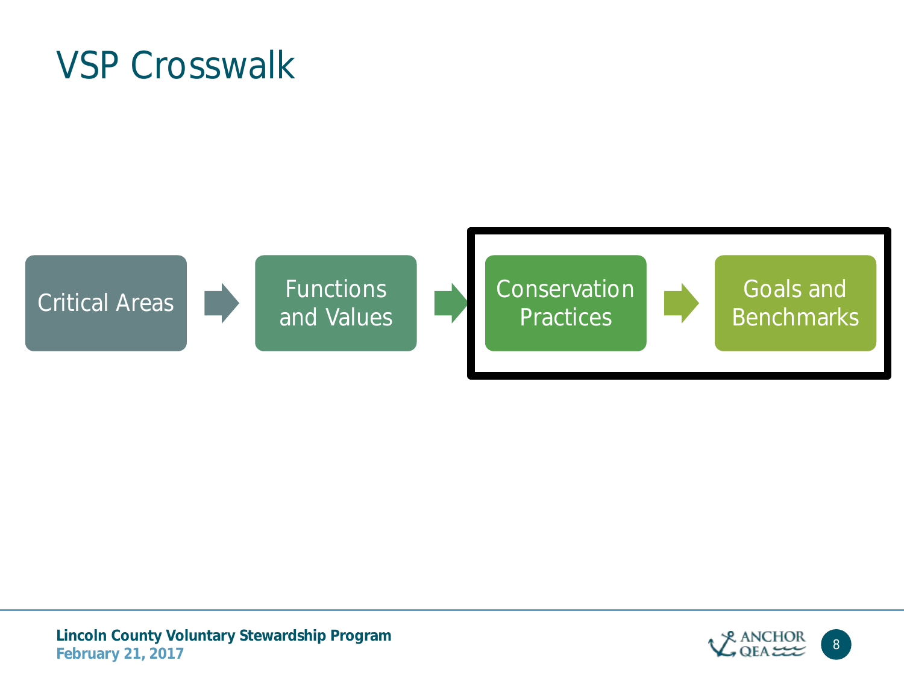# VSP Crosswalk

Critical Areas → Functions and Values → Conservation Practices → Goals and Benchmarks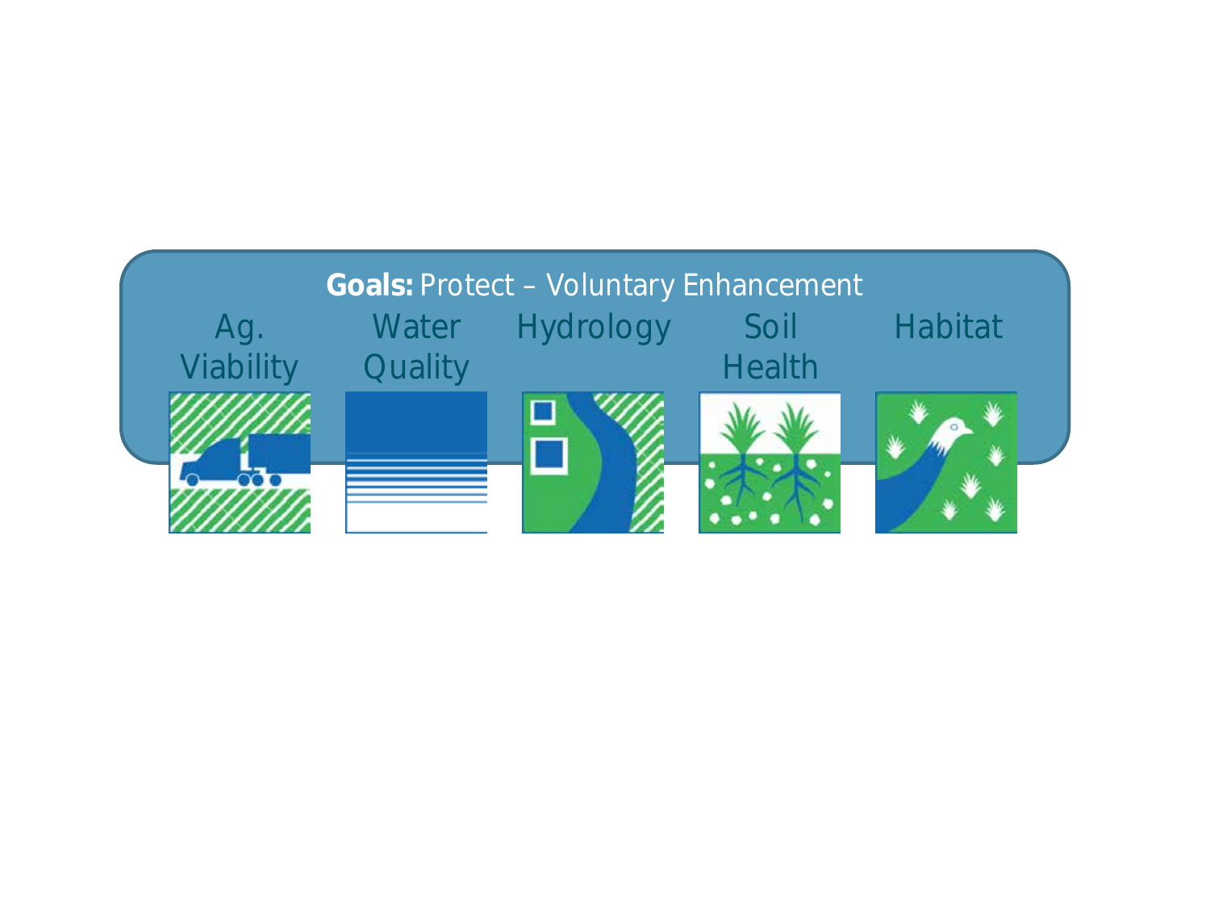**Goals:** Protect – Voluntary Enhancement

Ag. Viability

Water Quality

Hydrology

Soil Health

Habitat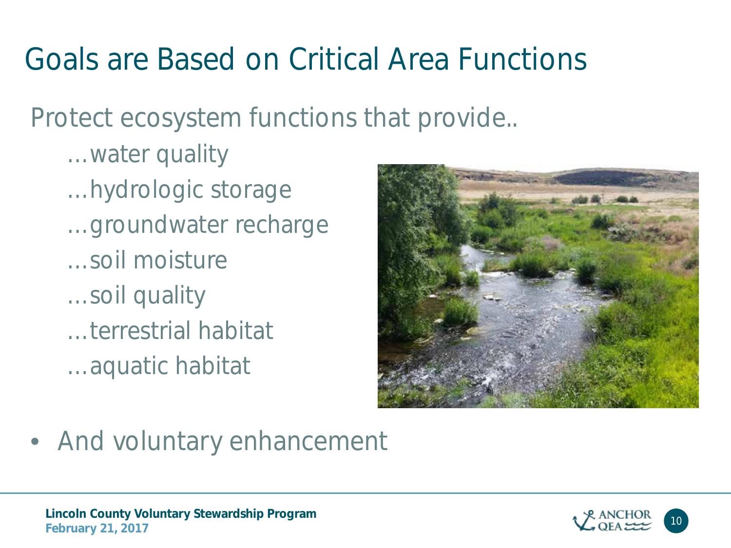# Goals are Based on Critical Area Functions

Protect ecosystem functions that provide..

- …water quality
- …hydrologic storage
- …groundwater recharge
- …soil moisture
- …soil quality
- …terrestrial habitat
- …aquatic habitat

- And voluntary enhancement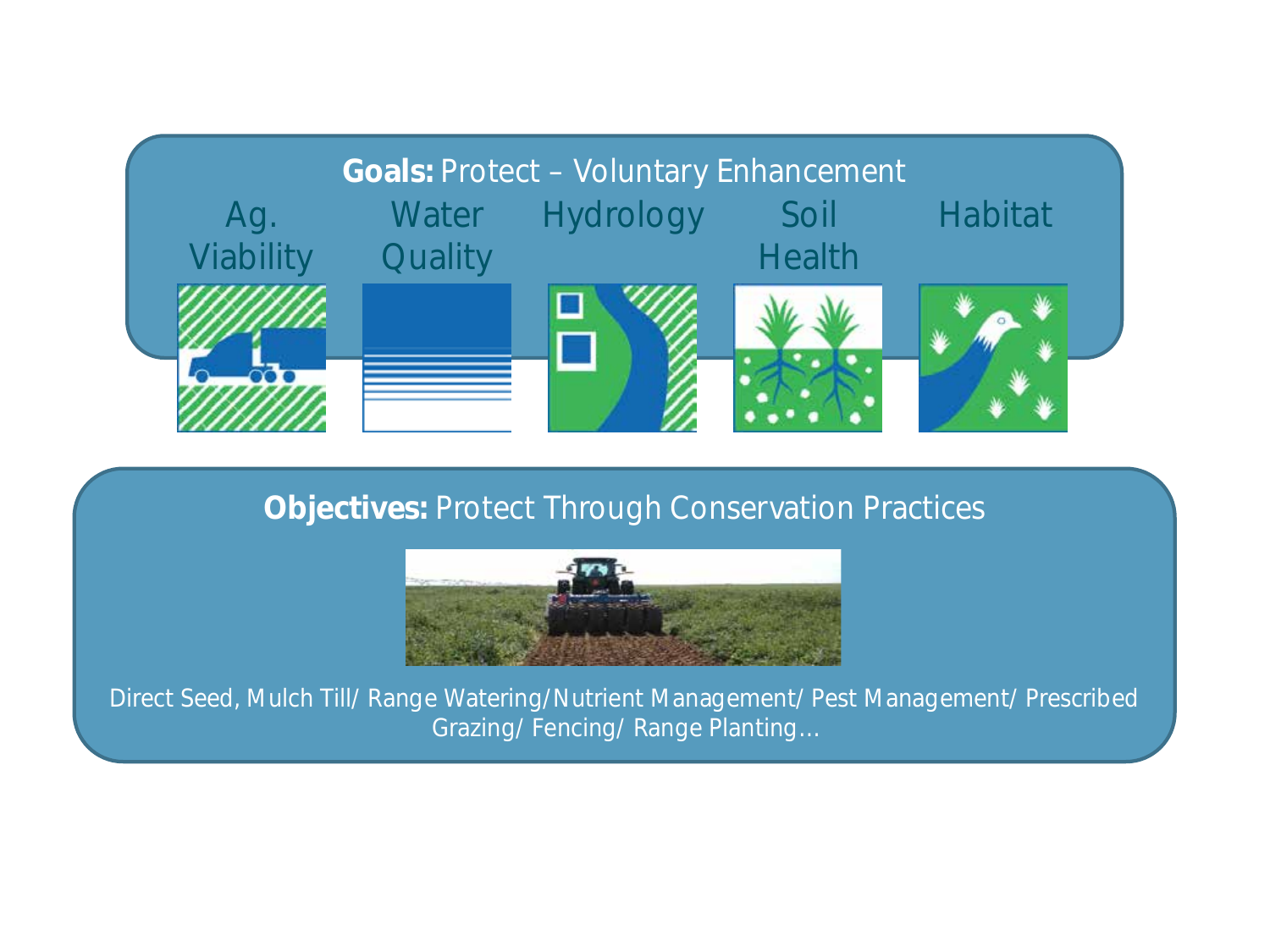**Goals:** Protect – Voluntary Enhancement

Ag. Viability | Water Quality | Hydrology | Soil Health | Habitat

**Objectives:** Protect Through Conservation Practices

Direct Seed, Mulch Till/ Range Watering/Nutrient Management/ Pest Management/ Prescribed Grazing/ Fencing/ Range Planting…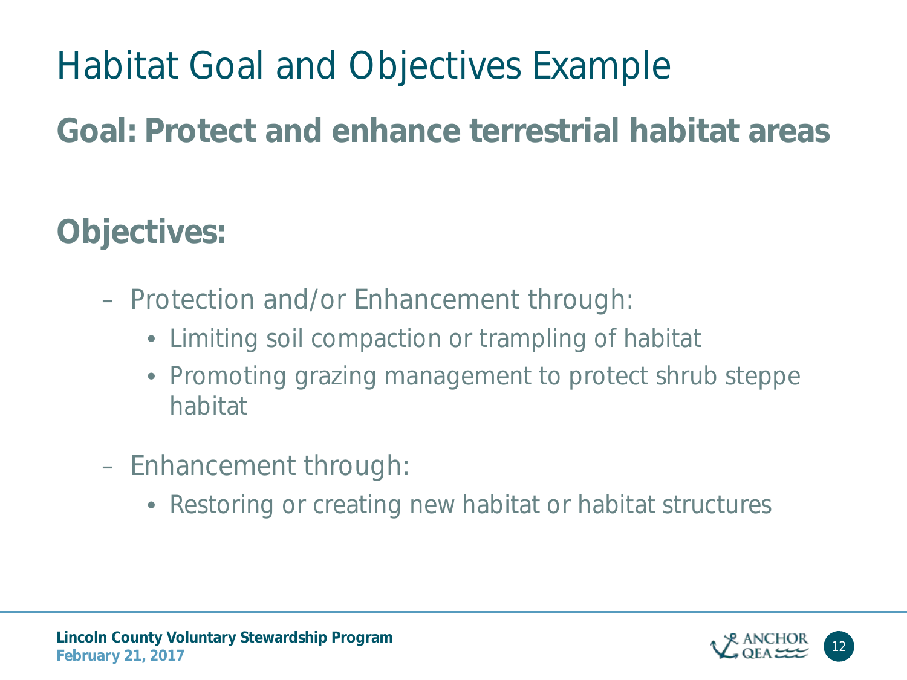# Habitat Goal and Objectives Example

## Goal: Protect and enhance terrestrial habitat areas

## Objectives:

- Protection and/or Enhancement through:
  - Limiting soil compaction or trampling of habitat
  - Promoting grazing management to protect shrub steppe habitat
- Enhancement through:
  - Restoring or creating new habitat or habitat structures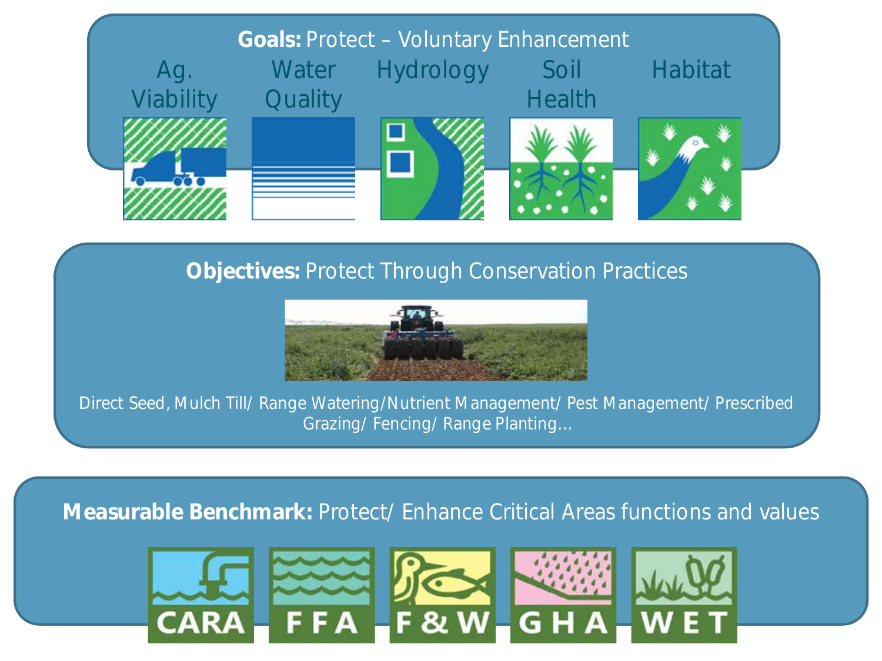**Goals:** Protect – Voluntary Enhancement

Ag. Viability | Water Quality | Hydrology | Soil Health | Habitat

**Objectives:** Protect Through Conservation Practices

Direct Seed, Mulch Till/ Range Watering/Nutrient Management/ Pest Management/ Prescribed Grazing/ Fencing/ Range Planting…

**Measurable Benchmark:** Protect/ Enhance Critical Areas functions and values

CARA | FFA | F & W | GHA | WET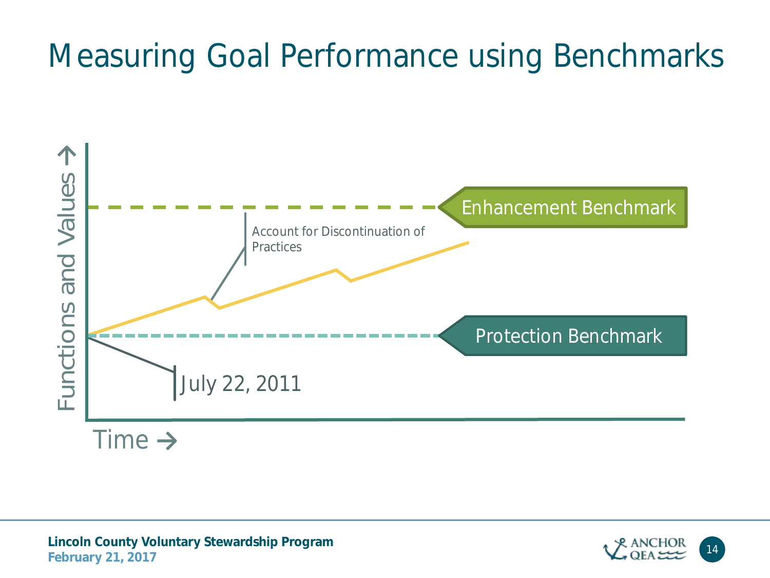# Measuring Goal Performance using Benchmarks

Functions and Values →

Enhancement Benchmark

Account for Discontinuation of Practices

Protection Benchmark

July 22, 2011

Time →

**Lincoln County Voluntary Stewardship Program**
**February 21, 2017**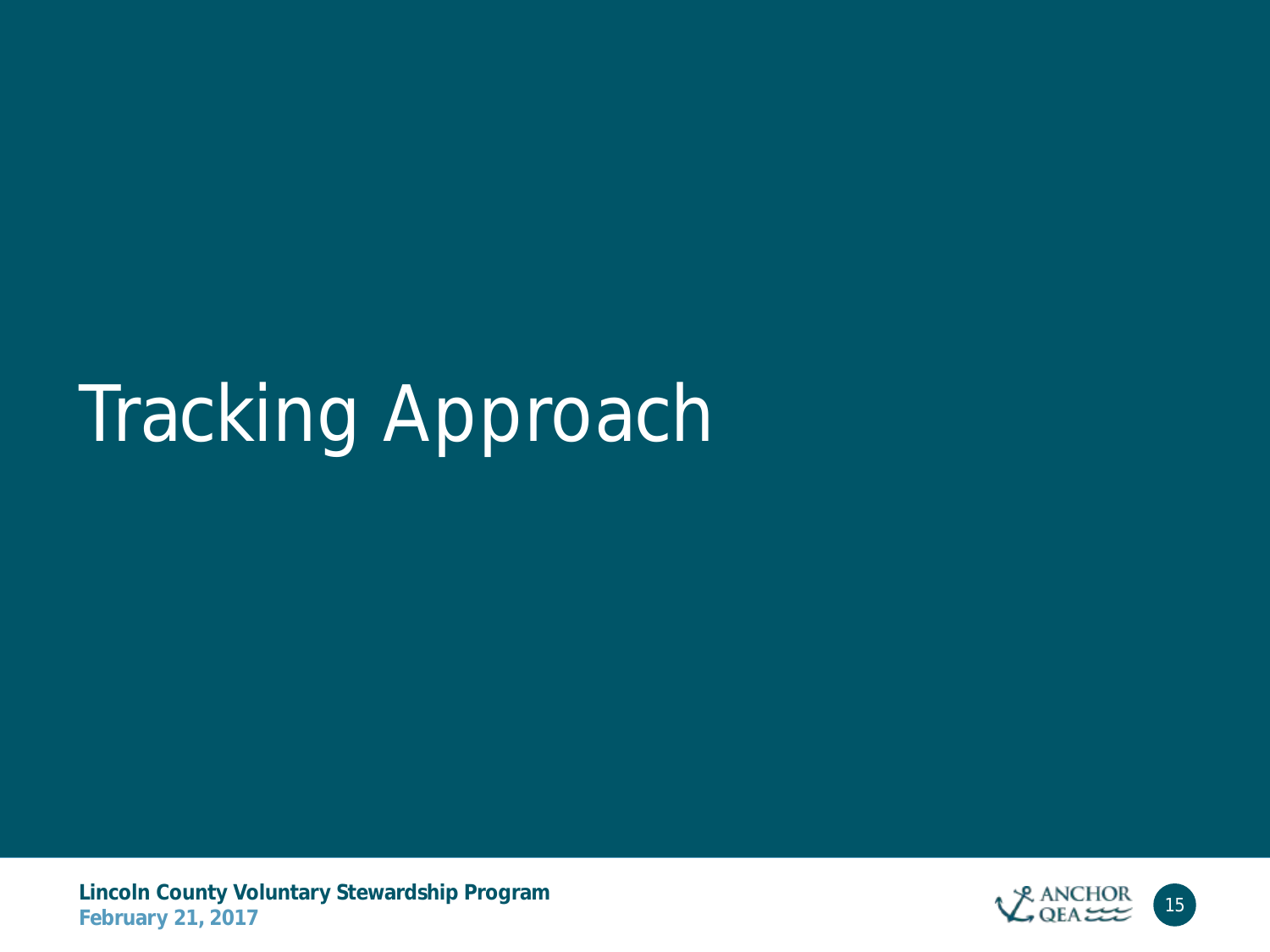# Tracking Approach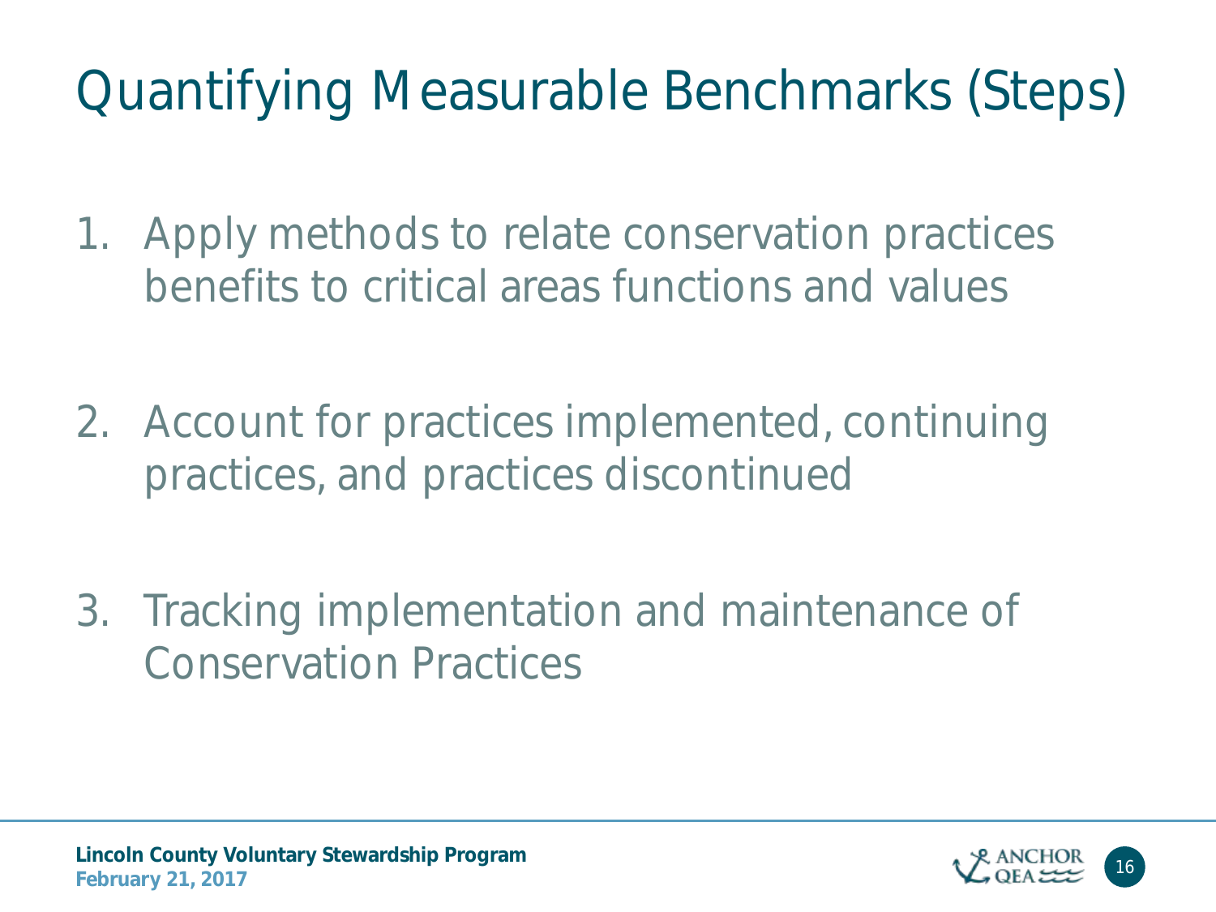# Quantifying Measurable Benchmarks (Steps)

1. Apply methods to relate conservation practices benefits to critical areas functions and values

2. Account for practices implemented, continuing practices, and practices discontinued

3. Tracking implementation and maintenance of Conservation Practices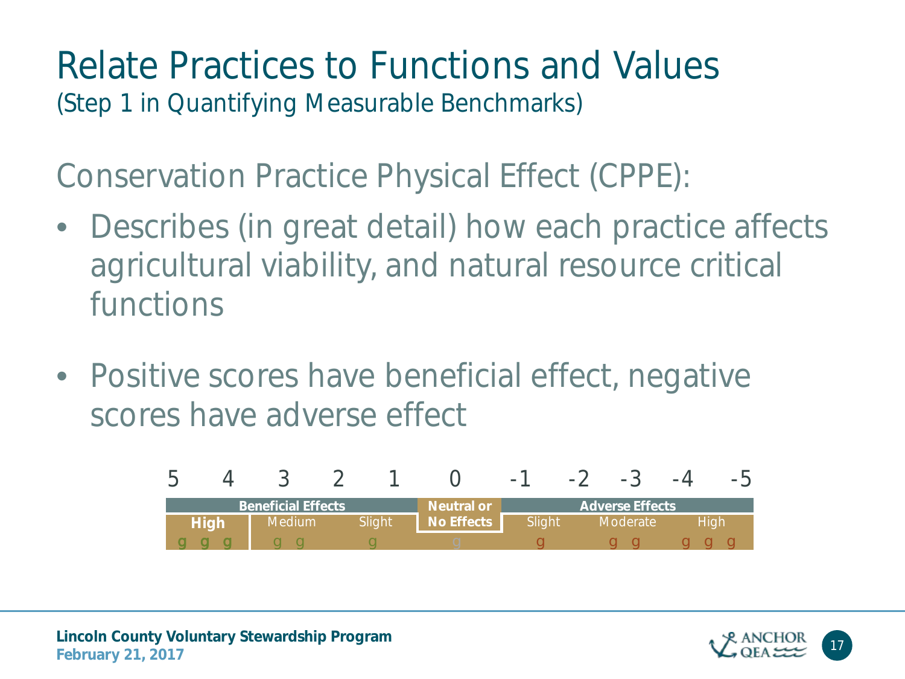# Relate Practices to Functions and Values

(Step 1 in Quantifying Measurable Benchmarks)

Conservation Practice Physical Effect (CPPE):

- Describes (in great detail) how each practice affects agricultural viability, and natural resource critical functions
- Positive scores have beneficial effect, negative scores have adverse effect

| 5 | 4 | 3 | 2 | 1 | 0 | -1 | -2 | -3 | -4 | -5 |
|---|---|---|---|---|---|---|---|---|---|---|
| Beneficial Effects | | | | | Neutral or | Adverse Effects | | | | |
| High | | Medium | | Slight | No Effects | Slight | | Moderate | | High |
| g g g | | g g | | g | g | g | | g g | | g g g |

Lincoln County Voluntary Stewardship Program
February 21, 2017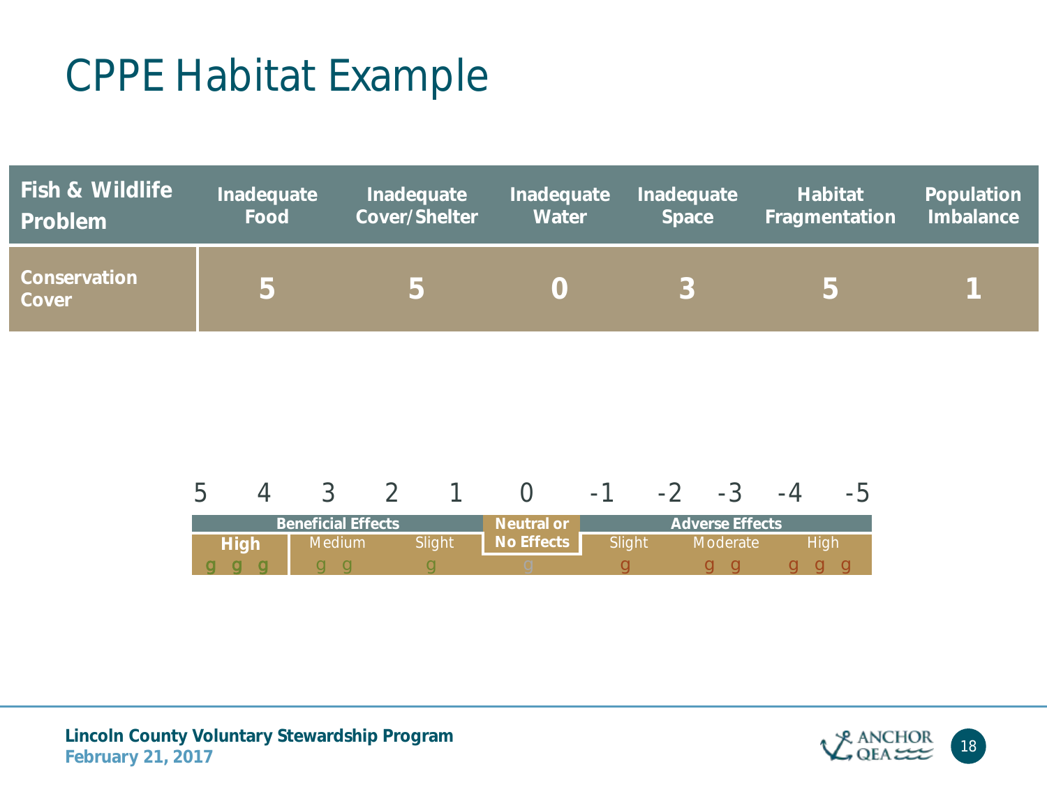# CPPE Habitat Example

| Fish & Wildlife Problem | Inadequate Food | Inadequate Cover/Shelter | Inadequate Water | Inadequate Space | Habitat Fragmentation | Population Imbalance |
|---|---|---|---|---|---|---|
| Conservation Cover | 5 | 5 | 0 | 3 | 5 | 1 |

| 5 | 4 | 3 | 2 | 1 | 0 | -1 | -2 | -3 | -4 | -5 |
|---|---|---|---|---|---|---|---|---|---|---|
| Beneficial Effects | | | | | Neutral or No Effects | Adverse Effects | | | | |
| High | | Medium | | Slight | | Slight | Moderate | | High | |
| g g g | | g g | | g | g | g | g g | | g g g | |

**Lincoln County Voluntary Stewardship Program**
**February 21, 2017**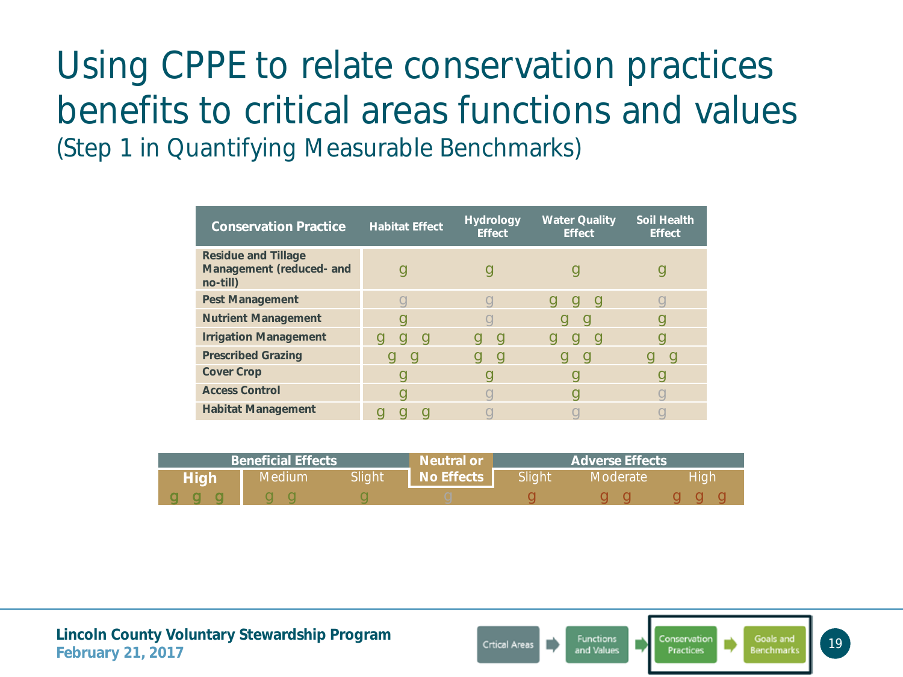# Using CPPE to relate conservation practices benefits to critical areas functions and values

(Step 1 in Quantifying Measurable Benchmarks)

| Conservation Practice | Habitat Effect | Hydrology Effect | Water Quality Effect | Soil Health Effect |
|---|---|---|---|---|
| Residue and Tillage Management (reduced- and no-till) | g | g | g | g |
| Pest Management | g | g | g g g | g |
| Nutrient Management | g | g | g g | g |
| Irrigation Management | g g g | g g | g g g | g |
| Prescribed Grazing | g g | g g | g g | g g |
| Cover Crop | g | g | g | g |
| Access Control | g | g | g | g |
| Habitat Management | g g g | g | g | g |

| Beneficial Effects | | | Neutral or No Effects | Adverse Effects | | |
|---|---|---|---|---|---|---|
| High | Medium | Slight | | Slight | Moderate | High |
| g g g | g g | g | g | g | g g | g g g |

**Lincoln County Voluntary Stewardship Program**
**February 21, 2017**

Crtical Areas → Functions and Values → Conservation Practices → Goals and Benchmarks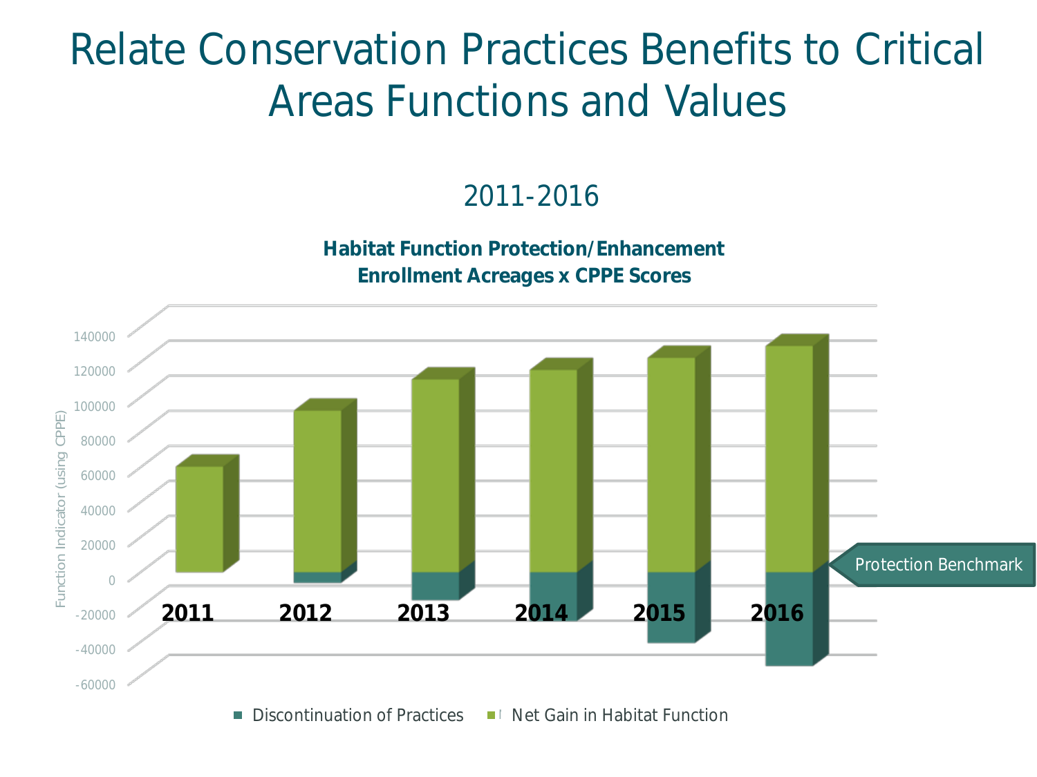# Relate Conservation Practices Benefits to Critical Areas Functions and Values

## 2011-2016

**Habitat Function Protection/Enhancement Enrollment Acreages x CPPE Scores**

Function Indicator (using CPPE)

140000
120000
100000
80000
60000
40000
20000
0
-20000
-40000
-60000

2011 2012 2013 2014 2015 2016

Protection Benchmark

Discontinuation of Practices   Net Gain in Habitat Function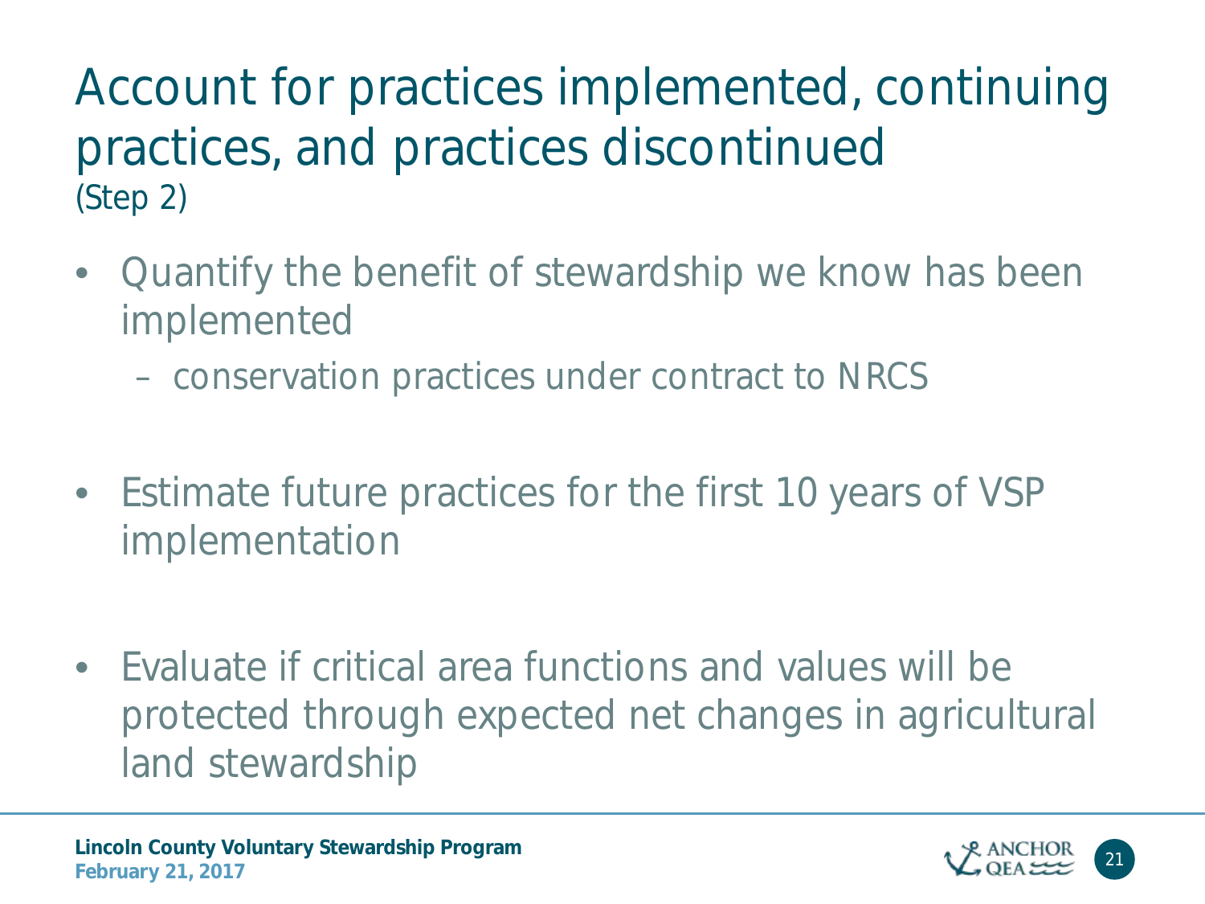# Account for practices implemented, continuing practices, and practices discontinued
(Step 2)

- Quantify the benefit of stewardship we know has been implemented
  - conservation practices under contract to NRCS
- Estimate future practices for the first 10 years of VSP implementation
- Evaluate if critical area functions and values will be protected through expected net changes in agricultural land stewardship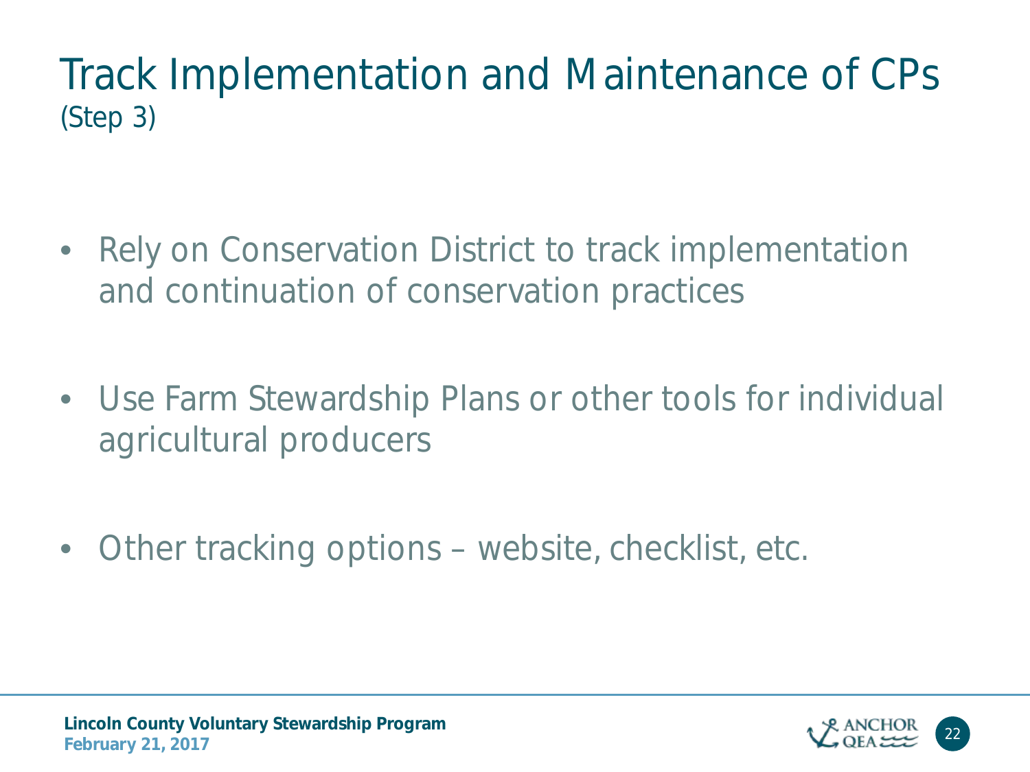# Track Implementation and Maintenance of CPs
(Step 3)

- Rely on Conservation District to track implementation and continuation of conservation practices
- Use Farm Stewardship Plans or other tools for individual agricultural producers
- Other tracking options – website, checklist, etc.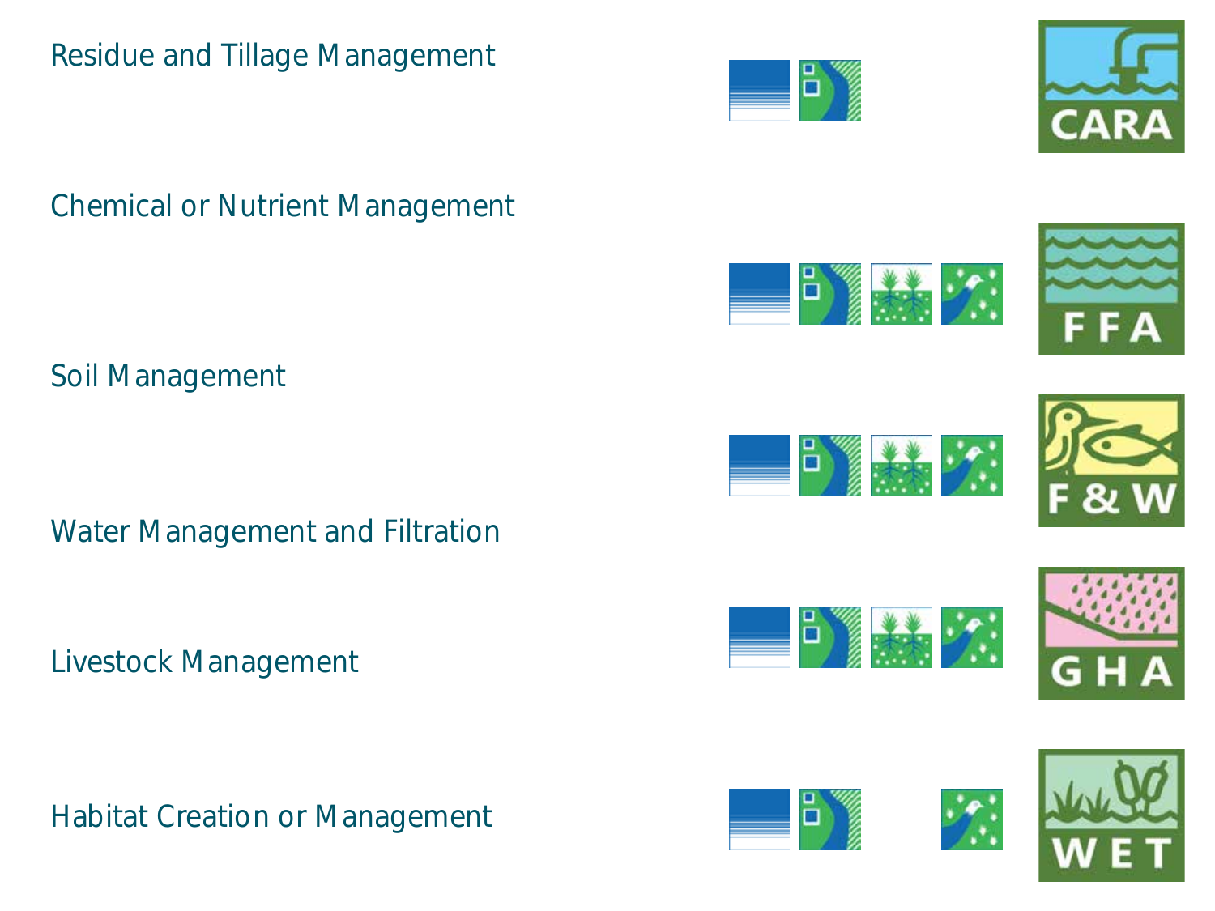Residue and Tillage Management

Chemical or Nutrient Management

Soil Management

Water Management and Filtration

Livestock Management

Habitat Creation or Management

CARA

FFA

F & W

GHA

WET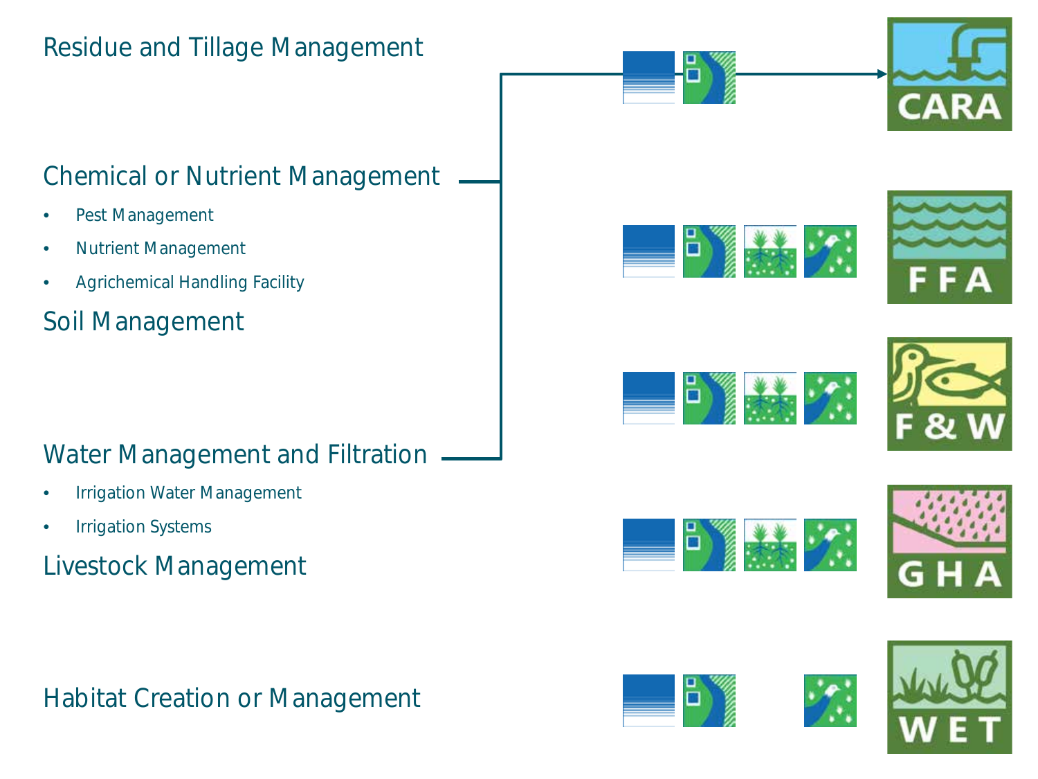Residue and Tillage Management

Chemical or Nutrient Management

- Pest Management
- Nutrient Management
- Agrichemical Handling Facility

Soil Management

Water Management and Filtration

- Irrigation Water Management
- Irrigation Systems

Livestock Management

Habitat Creation or Management

CARA

FFA

F & W

GHA

WET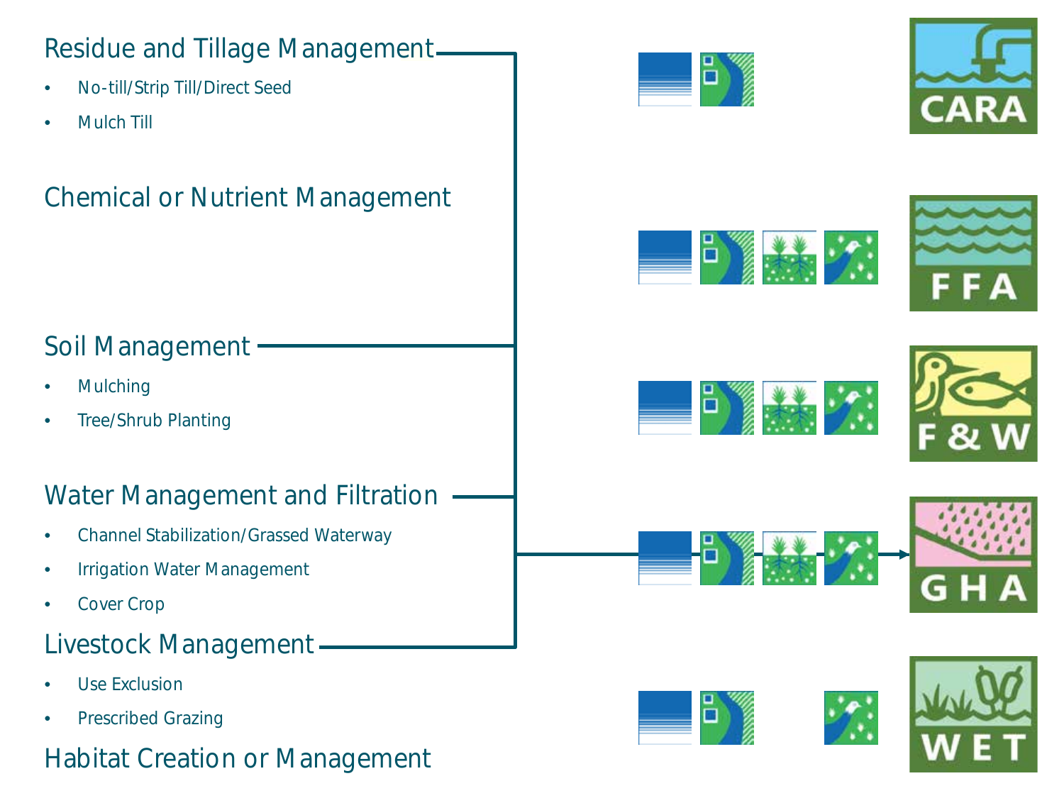## Residue and Tillage Management

- No-till/Strip Till/Direct Seed
- Mulch Till

## Chemical or Nutrient Management

## Soil Management

- Mulching
- Tree/Shrub Planting

## Water Management and Filtration

- Channel Stabilization/Grassed Waterway
- Irrigation Water Management
- Cover Crop

## Livestock Management

- Use Exclusion
- Prescribed Grazing

## Habitat Creation or Management

CARA

FFA

F & W

GHA

WET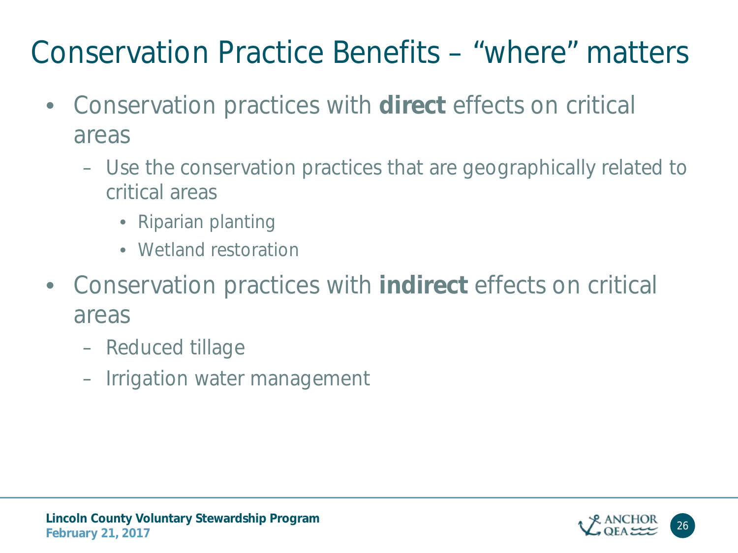# Conservation Practice Benefits – "where" matters

- Conservation practices with **direct** effects on critical areas
  - Use the conservation practices that are geographically related to critical areas
    - Riparian planting
    - Wetland restoration
- Conservation practices with **indirect** effects on critical areas
  - Reduced tillage
  - Irrigation water management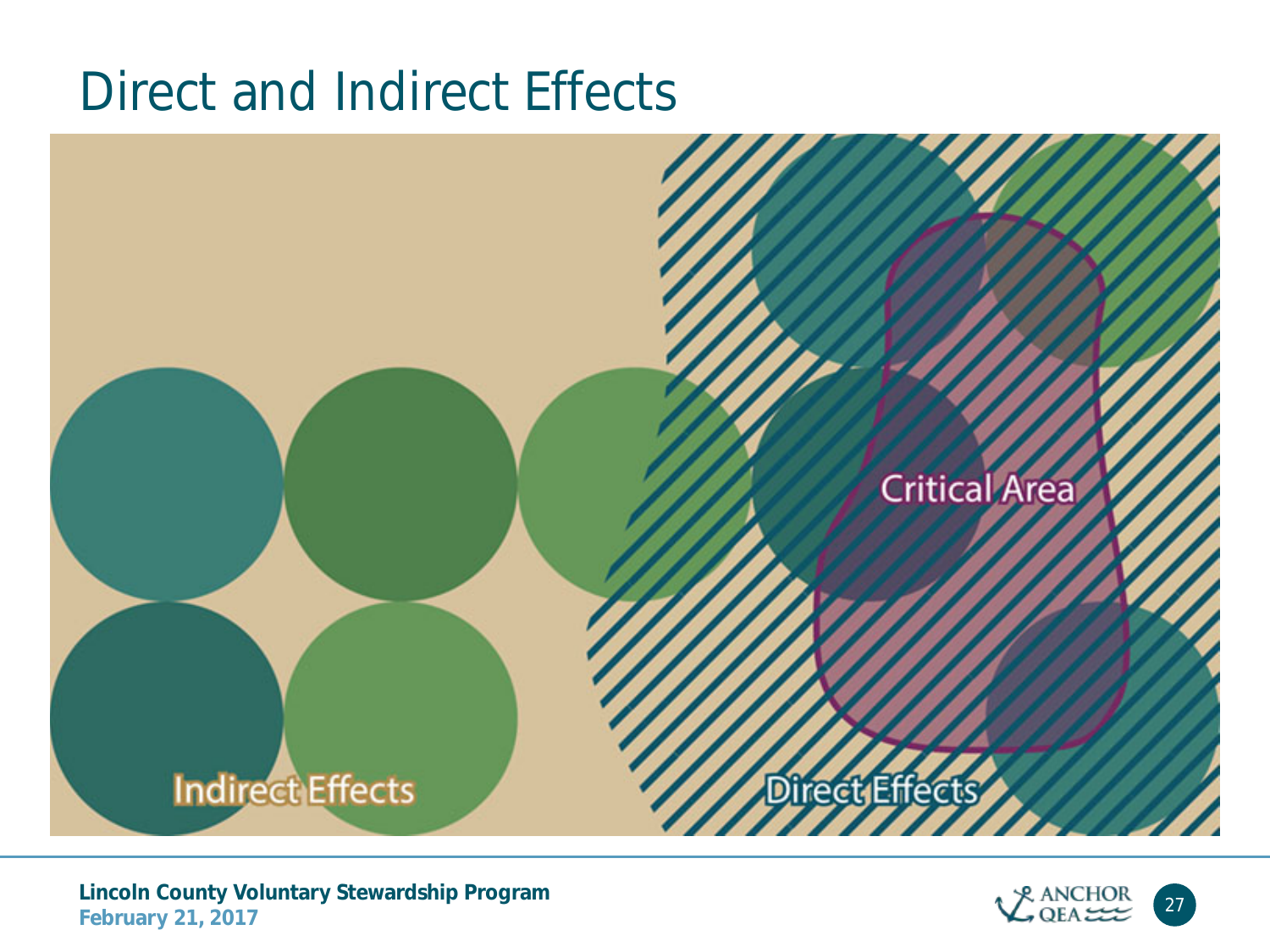# Direct and Indirect Effects

Critical Area

Indirect Effects

Direct Effects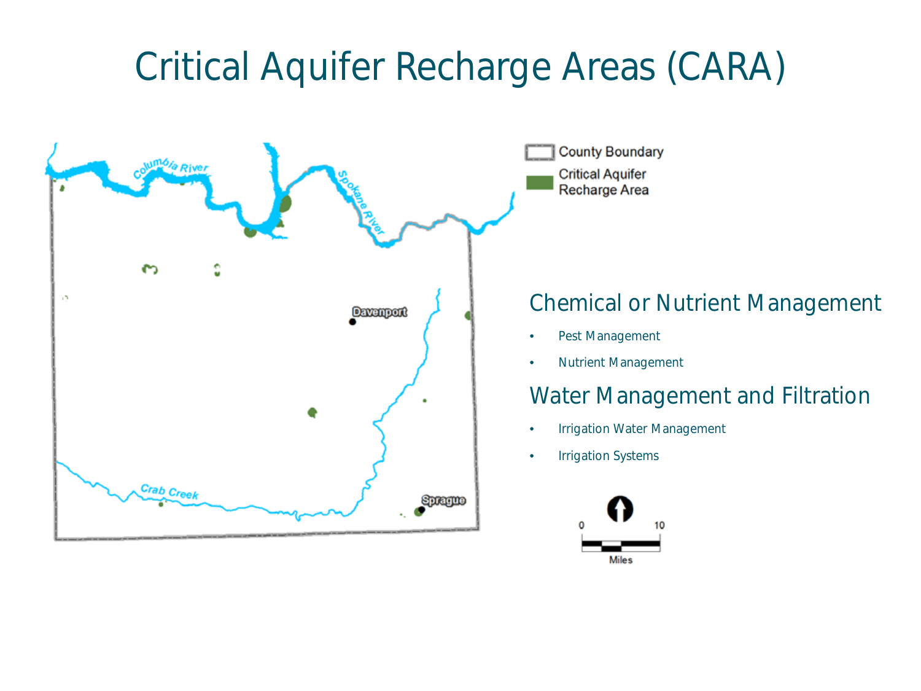# Critical Aquifer Recharge Areas (CARA)

## Chemical or Nutrient Management

- Pest Management
- Nutrient Management

## Water Management and Filtration

- Irrigation Water Management
- Irrigation Systems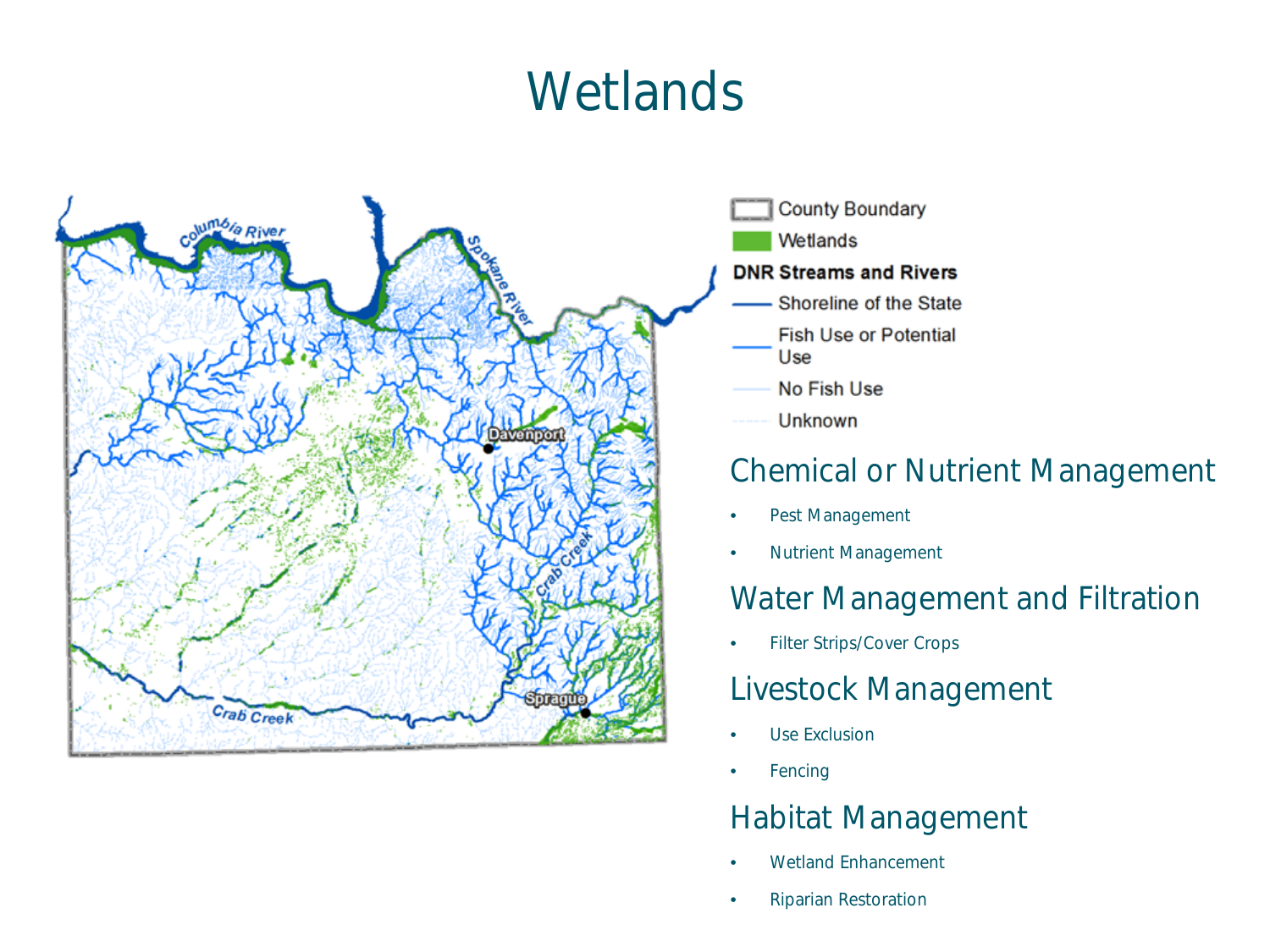# Wetlands

County Boundary
Wetlands
**DNR Streams and Rivers**
Shoreline of the State
Fish Use or Potential Use
No Fish Use
Unknown

## Chemical or Nutrient Management

- Pest Management
- Nutrient Management

## Water Management and Filtration

- Filter Strips/Cover Crops

## Livestock Management

- Use Exclusion
- Fencing

## Habitat Management

- Wetland Enhancement
- Riparian Restoration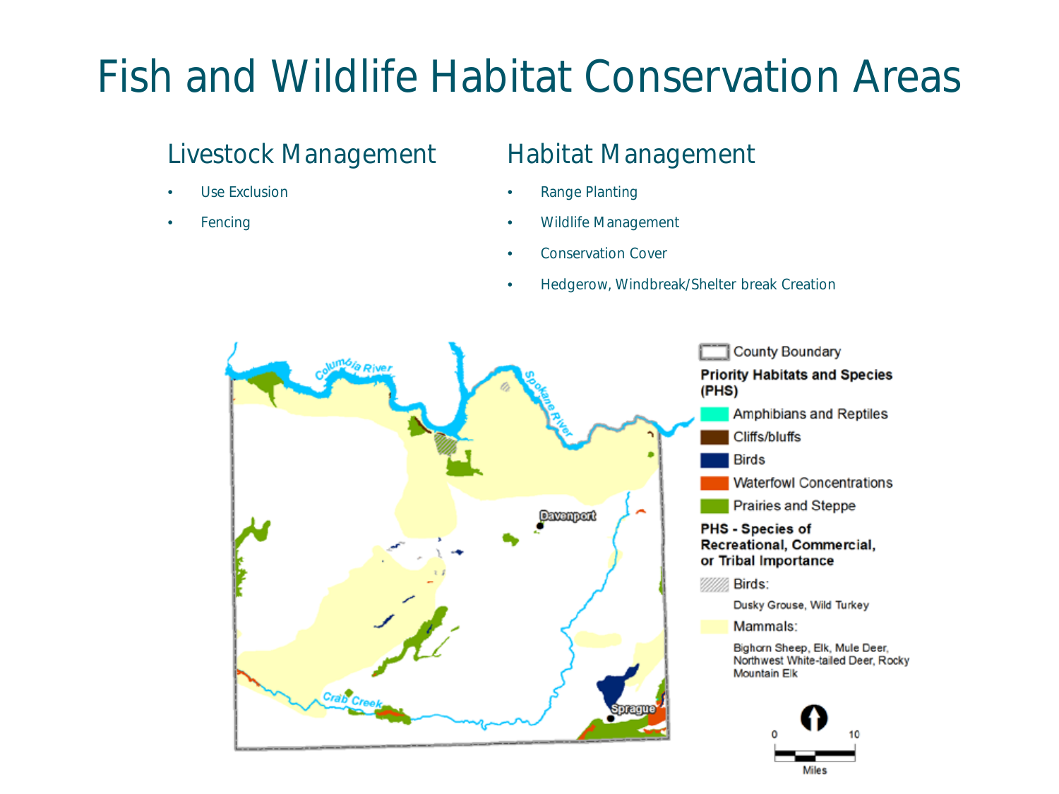# Fish and Wildlife Habitat Conservation Areas

## Livestock Management

- Use Exclusion
- Fencing

## Habitat Management

- Range Planting
- Wildlife Management
- Conservation Cover
- Hedgerow, Windbreak/Shelter break Creation

County Boundary

**Priority Habitats and Species (PHS)**

- Amphibians and Reptiles
- Cliffs/bluffs
- Birds
- Waterfowl Concentrations
- Prairies and Steppe

**PHS - Species of Recreational, Commercial, or Tribal Importance**

- Birds: Dusky Grouse, Wild Turkey
- Mammals: Bighorn Sheep, Elk, Mule Deer, Northwest White-tailed Deer, Rocky Mountain Elk

0 10 Miles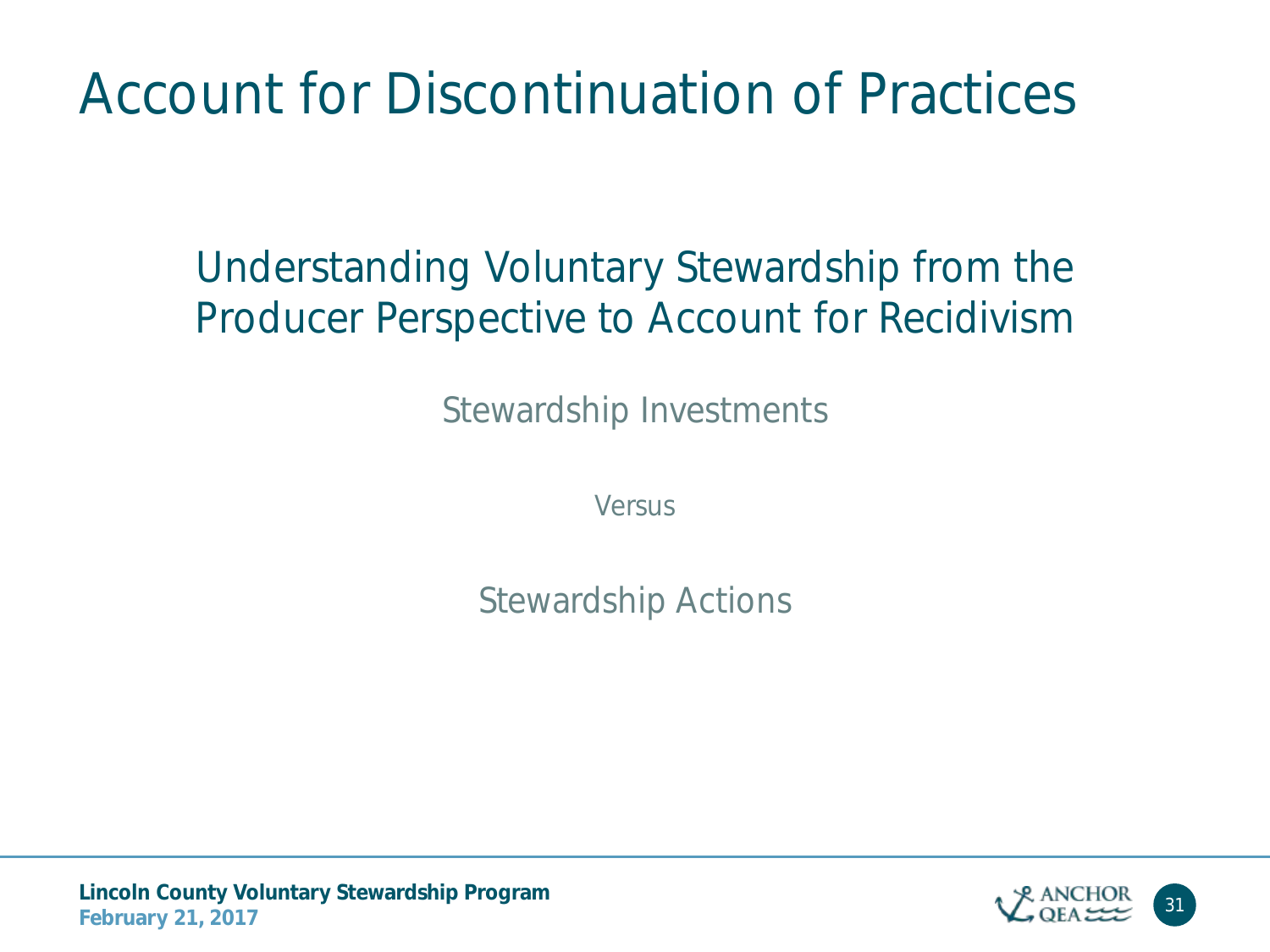# Account for Discontinuation of Practices

## Understanding Voluntary Stewardship from the Producer Perspective to Account for Recidivism

Stewardship Investments

Versus

Stewardship Actions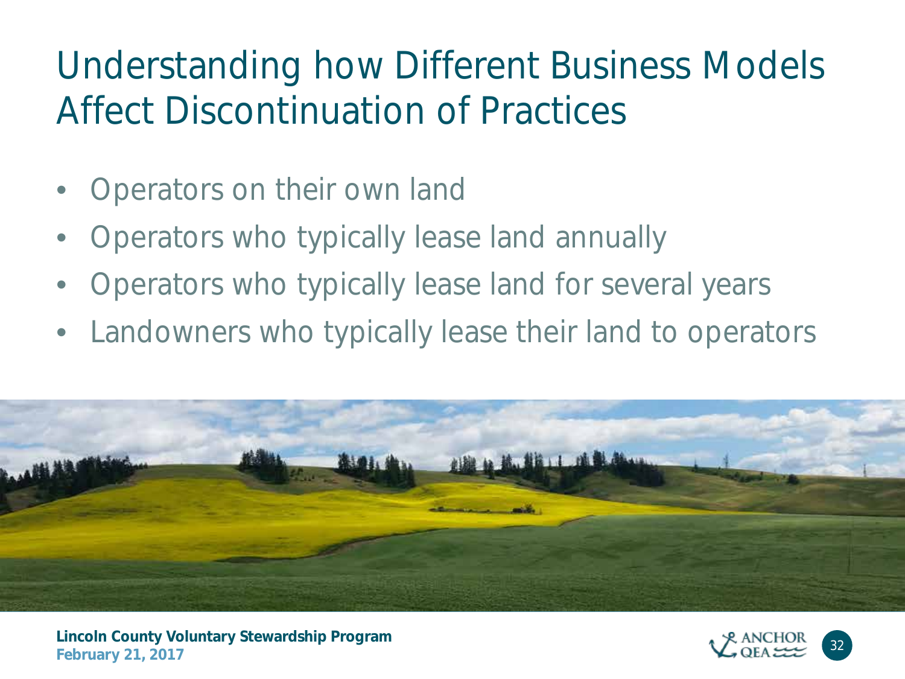# Understanding how Different Business Models Affect Discontinuation of Practices

- Operators on their own land
- Operators who typically lease land annually
- Operators who typically lease land for several years
- Landowners who typically lease their land to operators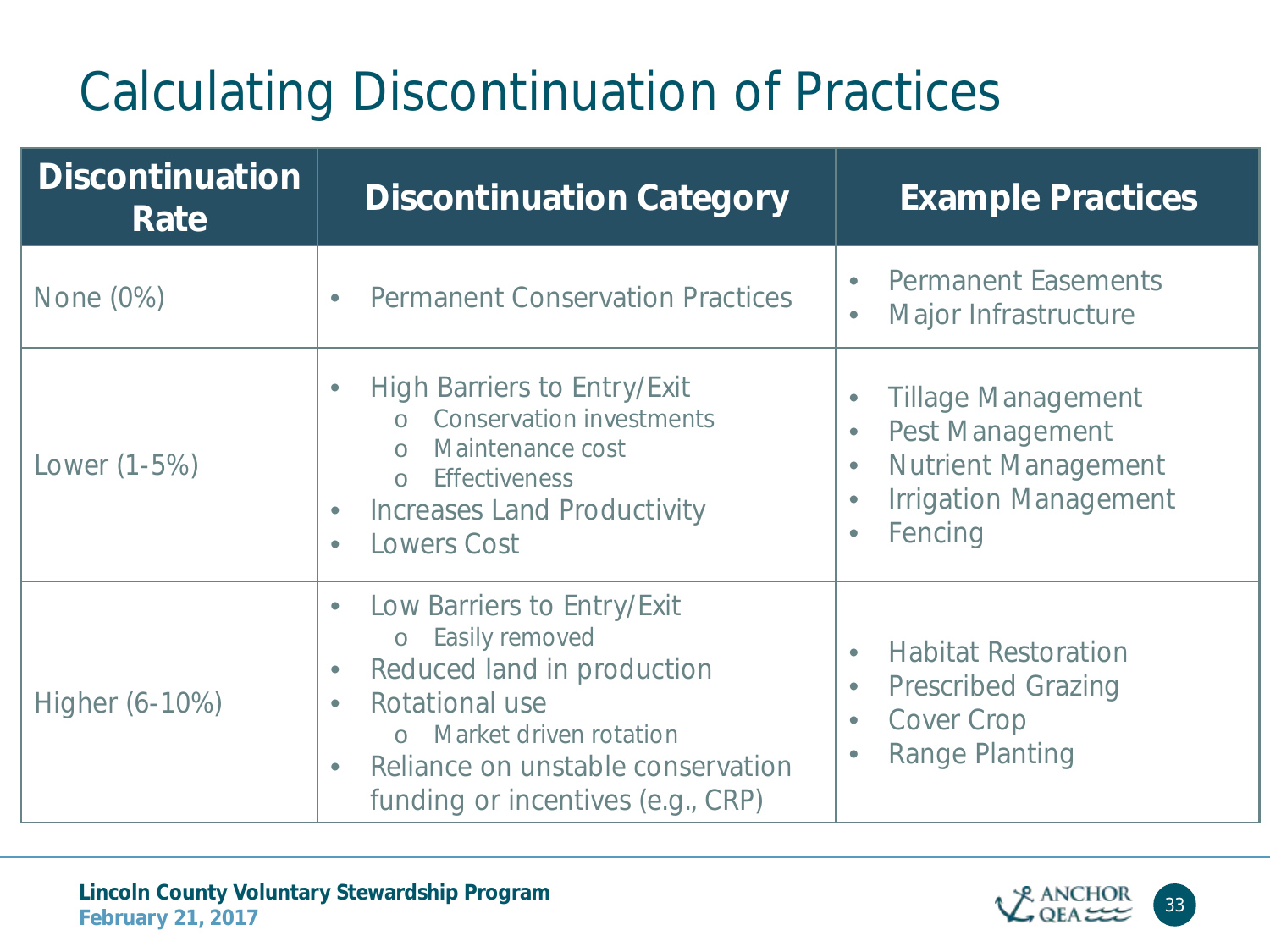# Calculating Discontinuation of Practices

| Discontinuation Rate | Discontinuation Category | Example Practices |
|---|---|---|
| None (0%) | • Permanent Conservation Practices | • Permanent Easements<br>• Major Infrastructure |
| Lower (1-5%) | • High Barriers to Entry/Exit<br>  o Conservation investments<br>  o Maintenance cost<br>  o Effectiveness<br>• Increases Land Productivity<br>• Lowers Cost | • Tillage Management<br>• Pest Management<br>• Nutrient Management<br>• Irrigation Management<br>• Fencing |
| Higher (6-10%) | • Low Barriers to Entry/Exit<br>  o Easily removed<br>• Reduced land in production<br>• Rotational use<br>  o Market driven rotation<br>• Reliance on unstable conservation funding or incentives (e.g., CRP) | • Habitat Restoration<br>• Prescribed Grazing<br>• Cover Crop<br>• Range Planting |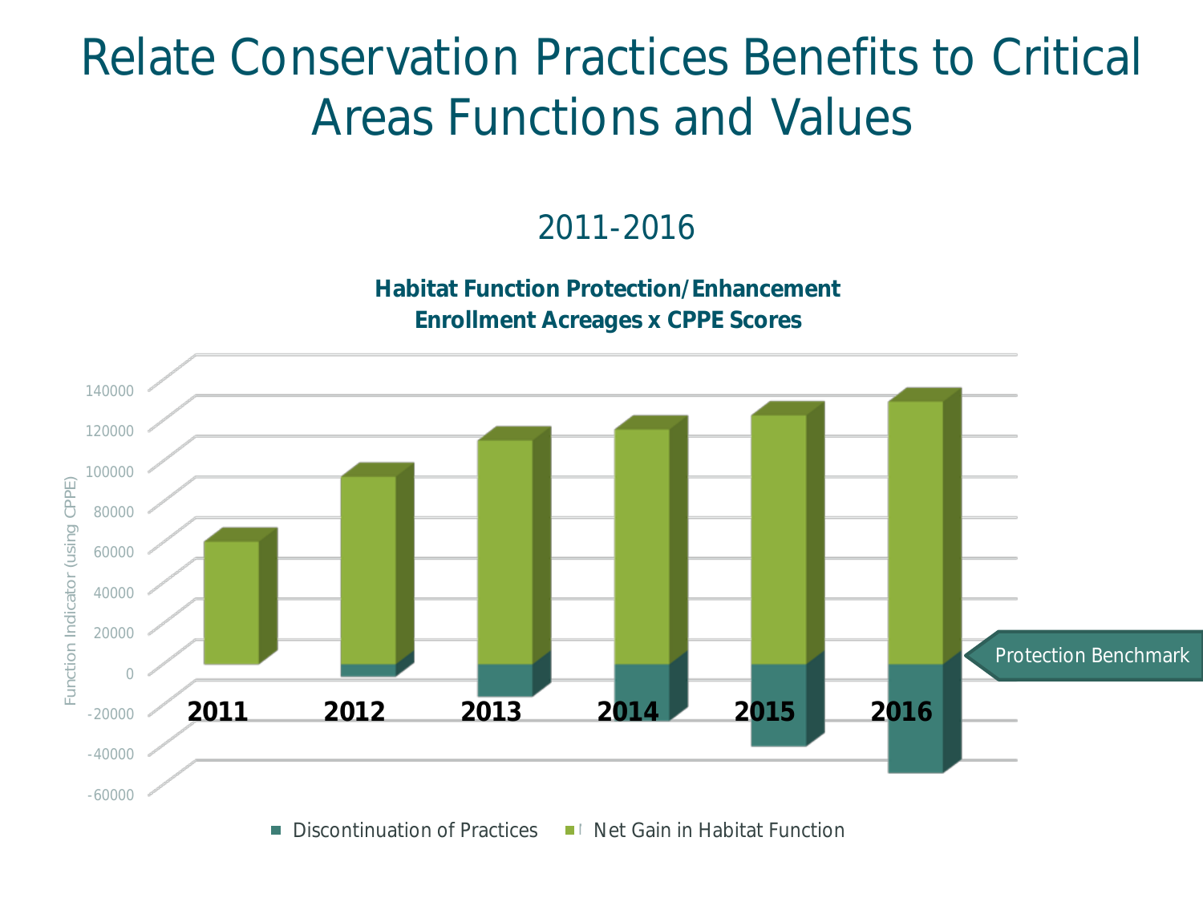# Relate Conservation Practices Benefits to Critical Areas Functions and Values

## 2011-2016

**Habitat Function Protection/Enhancement**
**Enrollment Acreages x CPPE Scores**

Function Indicator (using CPPE)

140000
120000
100000
80000
60000
40000
20000
0
-20000
-40000
-60000

2011 2012 2013 2014 2015 2016

Protection Benchmark

Discontinuation of Practices Net Gain in Habitat Function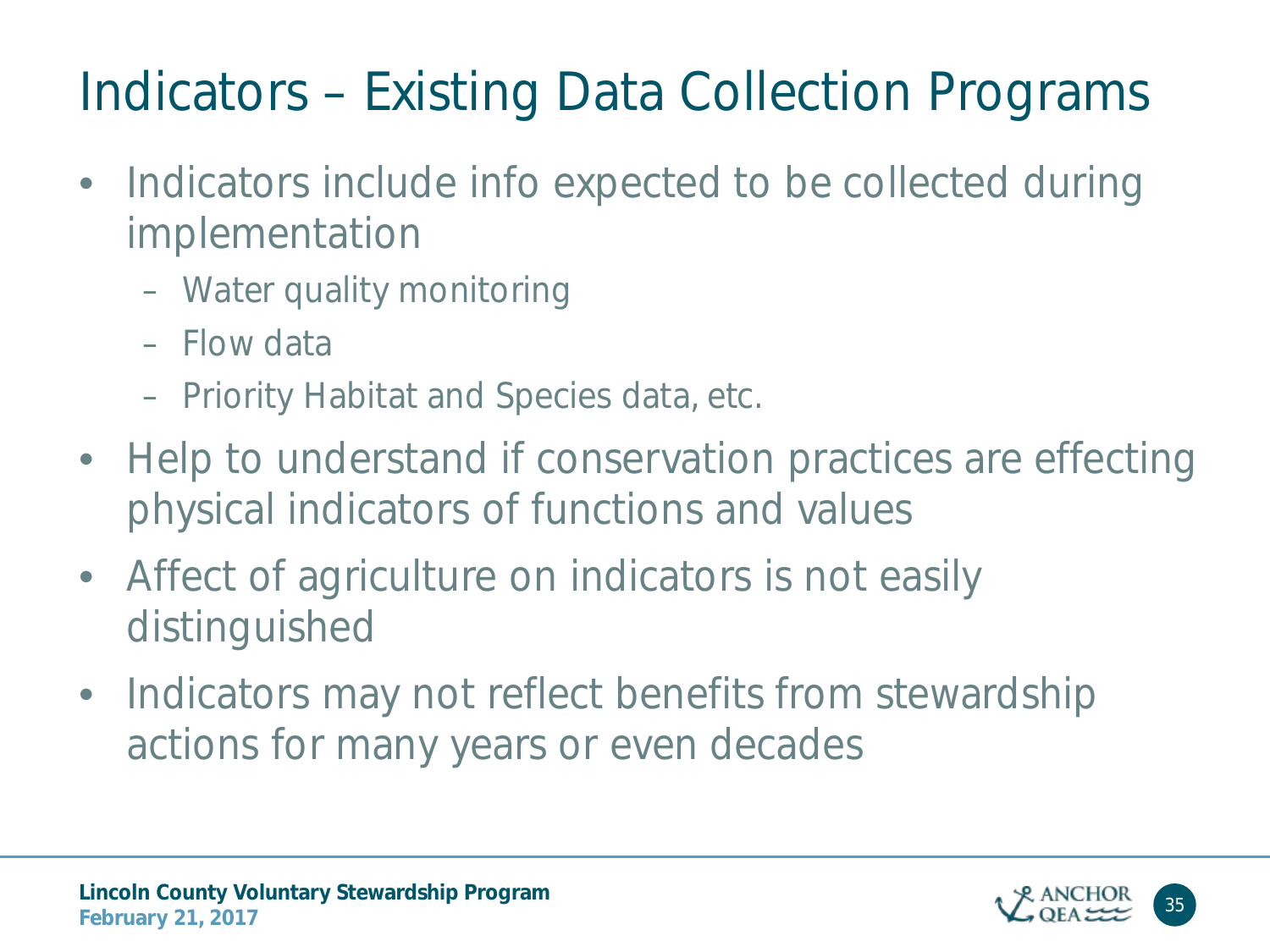# Indicators – Existing Data Collection Programs

- Indicators include info expected to be collected during implementation
  - Water quality monitoring
  - Flow data
  - Priority Habitat and Species data, etc.
- Help to understand if conservation practices are effecting physical indicators of functions and values
- Affect of agriculture on indicators is not easily distinguished
- Indicators may not reflect benefits from stewardship actions for many years or even decades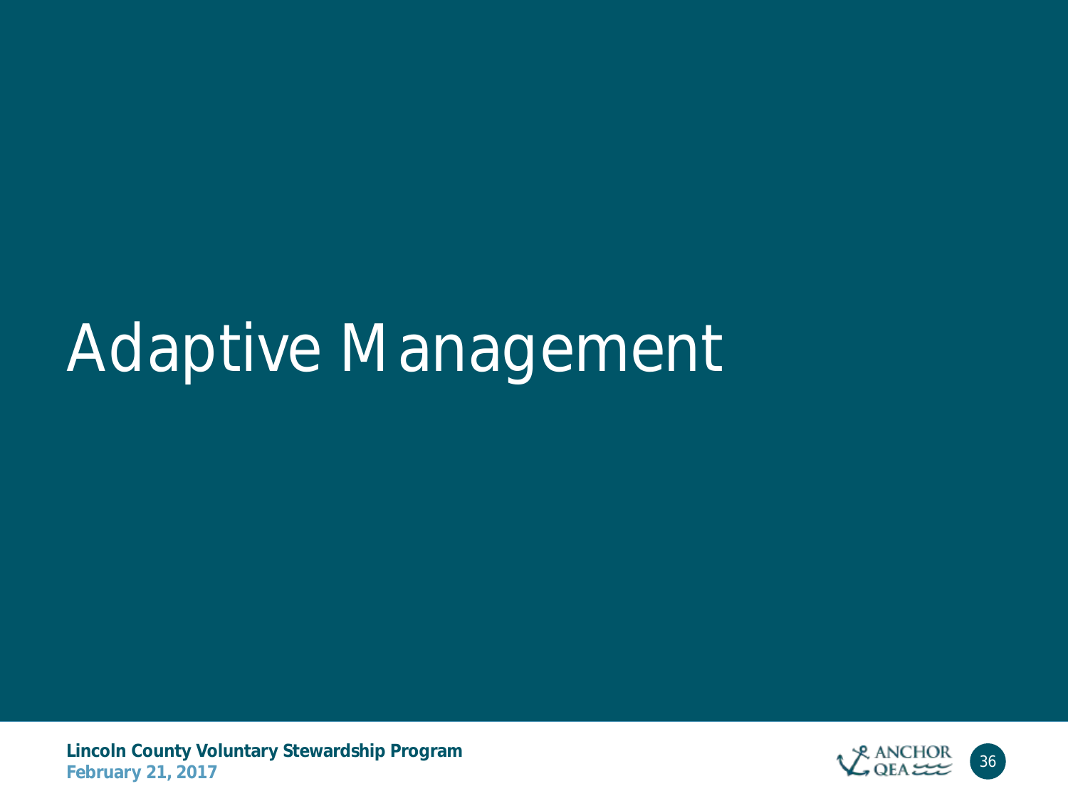# Adaptive Management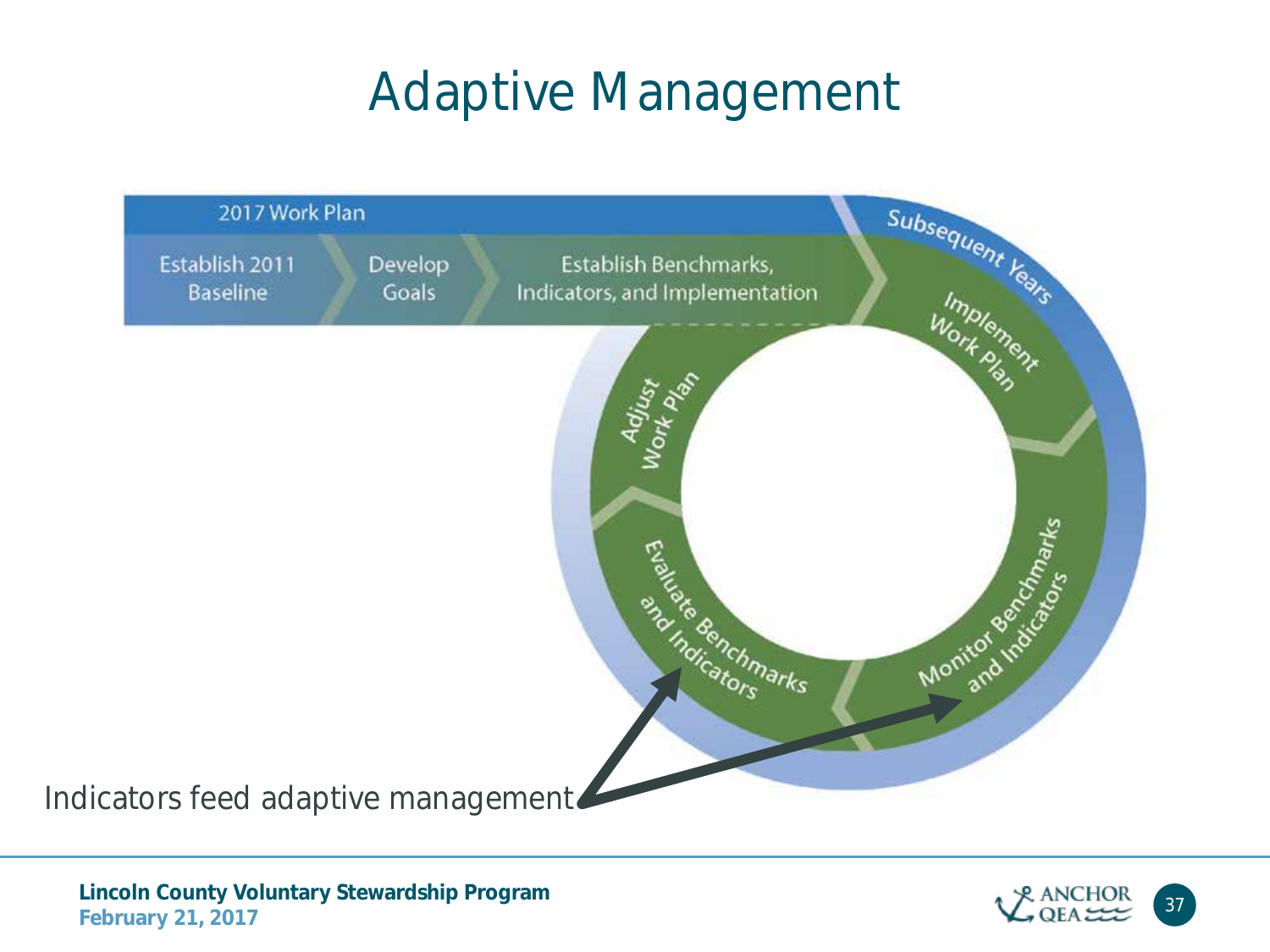# Adaptive Management

2017 Work Plan

Establish 2011 Baseline → Develop Goals → Establish Benchmarks, Indicators, and Implementation

Subsequent Years

Implement Work Plan → Monitor Benchmarks and Indicators → Evaluate Benchmarks and Indicators → Adjust Work Plan

Indicators feed adaptive management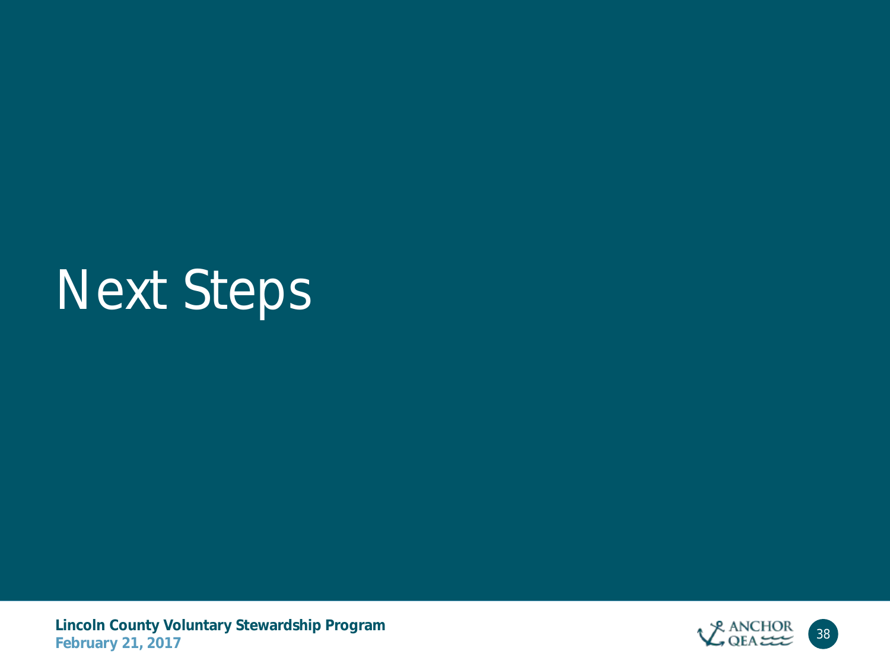# Next Steps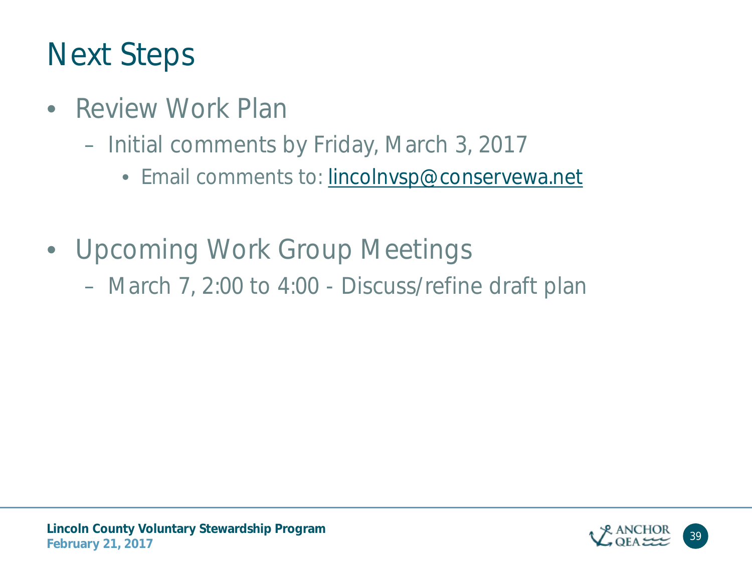# Next Steps

- Review Work Plan
  - Initial comments by Friday, March 3, 2017
    - Email comments to: lincolnvsp@conservewa.net

- Upcoming Work Group Meetings
  - March 7, 2:00 to 4:00 - Discuss/refine draft plan